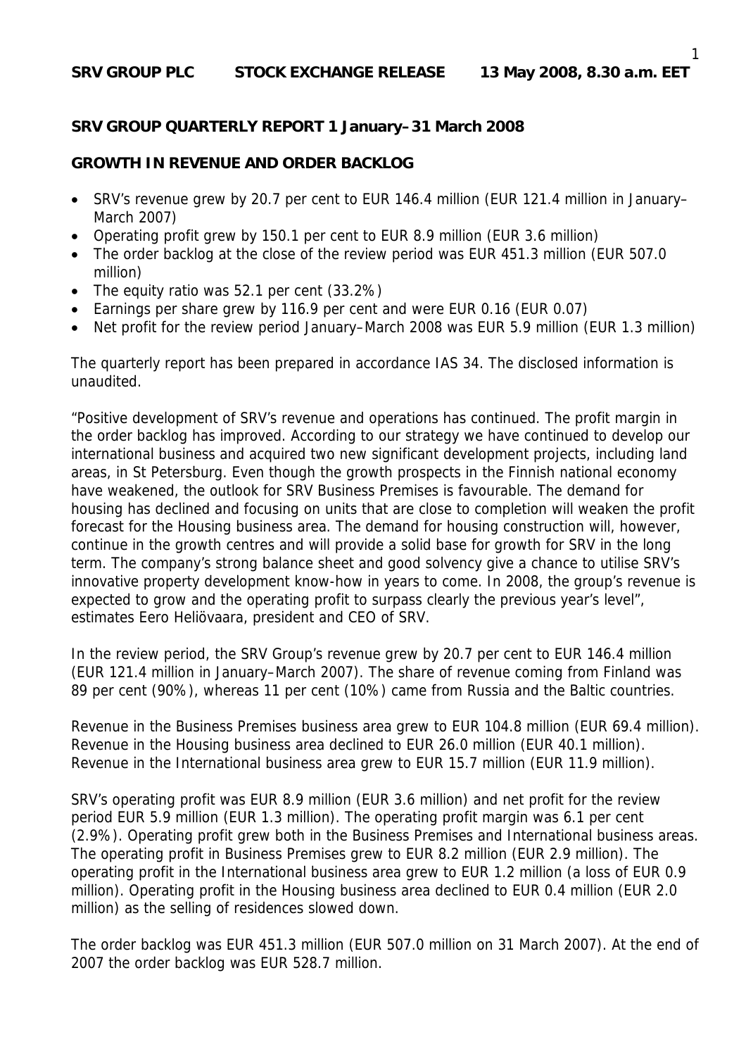**SRV GROUP PLC    STOCK EXCHANGE RELEASE    13 May 2008, 8.30 a.m. EET**

## SRV GROUP QUARTERLY REPORT 1 January–31 March 2008

### GROWTH IN REVENUE AND ORDER BACKLOG

- SRV's revenue grew by 20.7 per cent to EUR 146.4 million (EUR 121.4 million in January–March 2007)
- Operating profit grew by 150.1 per cent to EUR 8.9 million (EUR 3.6 million)
- The order backlog at the close of the review period was EUR 451.3 million (EUR 507.0 million)
- The equity ratio was 52.1 per cent (33.2%)
- Earnings per share grew by 116.9 per cent and were EUR 0.16 (EUR 0.07)
- Net profit for the review period January–March 2008 was EUR 5.9 million (EUR 1.3 million)

The quarterly report has been prepared in accordance IAS 34. The disclosed information is unaudited.

"Positive development of SRV's revenue and operations has continued. The profit margin in the order backlog has improved. According to our strategy we have continued to develop our international business and acquired two new significant development projects, including land areas, in St Petersburg. Even though the growth prospects in the Finnish national economy have weakened, the outlook for SRV Business Premises is favourable. The demand for housing has declined and focusing on units that are close to completion will weaken the profit forecast for the Housing business area. The demand for housing construction will, however, continue in the growth centres and will provide a solid base for growth for SRV in the long term. The company's strong balance sheet and good solvency give a chance to utilise SRV's innovative property development know-how in years to come. In 2008, the group's revenue is expected to grow and the operating profit to surpass clearly the previous year's level", estimates Eero Heliövaara, president and CEO of SRV.

In the review period, the SRV Group's revenue grew by 20.7 per cent to EUR 146.4 million (EUR 121.4 million in January–March 2007). The share of revenue coming from Finland was 89 per cent (90%), whereas 11 per cent (10%) came from Russia and the Baltic countries.

Revenue in the Business Premises business area grew to EUR 104.8 million (EUR 69.4 million). Revenue in the Housing business area declined to EUR 26.0 million (EUR 40.1 million). Revenue in the International business area grew to EUR 15.7 million (EUR 11.9 million).

SRV's operating profit was EUR 8.9 million (EUR 3.6 million) and net profit for the review period EUR 5.9 million (EUR 1.3 million). The operating profit margin was 6.1 per cent (2.9%). Operating profit grew both in the Business Premises and International business areas. The operating profit in Business Premises grew to EUR 8.2 million (EUR 2.9 million). The operating profit in the International business area grew to EUR 1.2 million (a loss of EUR 0.9 million). Operating profit in the Housing business area declined to EUR 0.4 million (EUR 2.0 million) as the selling of residences slowed down.

The order backlog was EUR 451.3 million (EUR 507.0 million on 31 March 2007). At the end of 2007 the order backlog was EUR 528.7 million.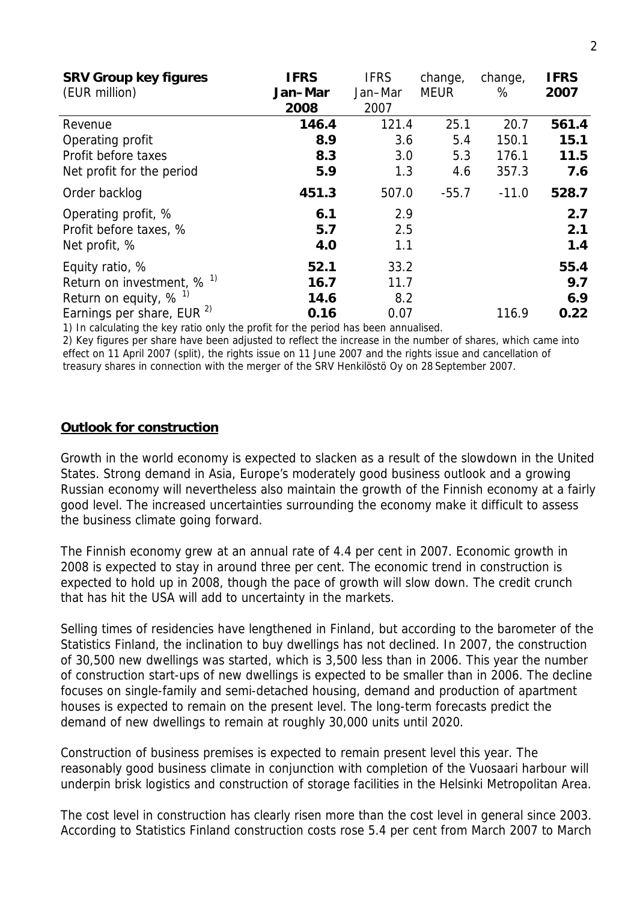| **SRV Group key figures** (EUR million) | **IFRS Jan–Mar 2008** | IFRS Jan–Mar 2007 | change, MEUR | change, % | **IFRS 2007** |
|---|---|---|---|---|---|
| Revenue | **146.4** | 121.4 | 25.1 | 20.7 | **561.4** |
| Operating profit | **8.9** | 3.6 | 5.4 | 150.1 | **15.1** |
| Profit before taxes | **8.3** | 3.0 | 5.3 | 176.1 | **11.5** |
| Net profit for the period | **5.9** | 1.3 | 4.6 | 357.3 | **7.6** |
| Order backlog | **451.3** | 507.0 | -55.7 | -11.0 | **528.7** |
| Operating profit, % | **6.1** | 2.9 | | | **2.7** |
| Profit before taxes, % | **5.7** | 2.5 | | | **2.1** |
| Net profit, % | **4.0** | 1.1 | | | **1.4** |
| Equity ratio, % | **52.1** | 33.2 | | | **55.4** |
| Return on investment, % [1)] | **16.7** | 11.7 | | | **9.7** |
| Return on equity, % [1)] | **14.6** | 8.2 | | | **6.9** |
| Earnings per share, EUR [2)] | **0.16** | 0.07 | | 116.9 | **0.22** |

1) In calculating the key ratio only the profit for the period has been annualised.

2) Key figures per share have been adjusted to reflect the increase in the number of shares, which came into effect on 11 April 2007 (split), the rights issue on 11 June 2007 and the rights issue and cancellation of treasury shares in connection with the merger of the SRV Henkilöstö Oy on 28 September 2007.

## **Outlook for construction**

Growth in the world economy is expected to slacken as a result of the slowdown in the United States. Strong demand in Asia, Europe's moderately good business outlook and a growing Russian economy will nevertheless also maintain the growth of the Finnish economy at a fairly good level. The increased uncertainties surrounding the economy make it difficult to assess the business climate going forward.

The Finnish economy grew at an annual rate of 4.4 per cent in 2007. Economic growth in 2008 is expected to stay in around three per cent. The economic trend in construction is expected to hold up in 2008, though the pace of growth will slow down. The credit crunch that has hit the USA will add to uncertainty in the markets.

Selling times of residencies have lengthened in Finland, but according to the barometer of the Statistics Finland, the inclination to buy dwellings has not declined. In 2007, the construction of 30,500 new dwellings was started, which is 3,500 less than in 2006. This year the number of construction start-ups of new dwellings is expected to be smaller than in 2006. The decline focuses on single-family and semi-detached housing, demand and production of apartment houses is expected to remain on the present level. The long-term forecasts predict the demand of new dwellings to remain at roughly 30,000 units until 2020.

Construction of business premises is expected to remain present level this year. The reasonably good business climate in conjunction with completion of the Vuosaari harbour will underpin brisk logistics and construction of storage facilities in the Helsinki Metropolitan Area.

The cost level in construction has clearly risen more than the cost level in general since 2003. According to Statistics Finland construction costs rose 5.4 per cent from March 2007 to March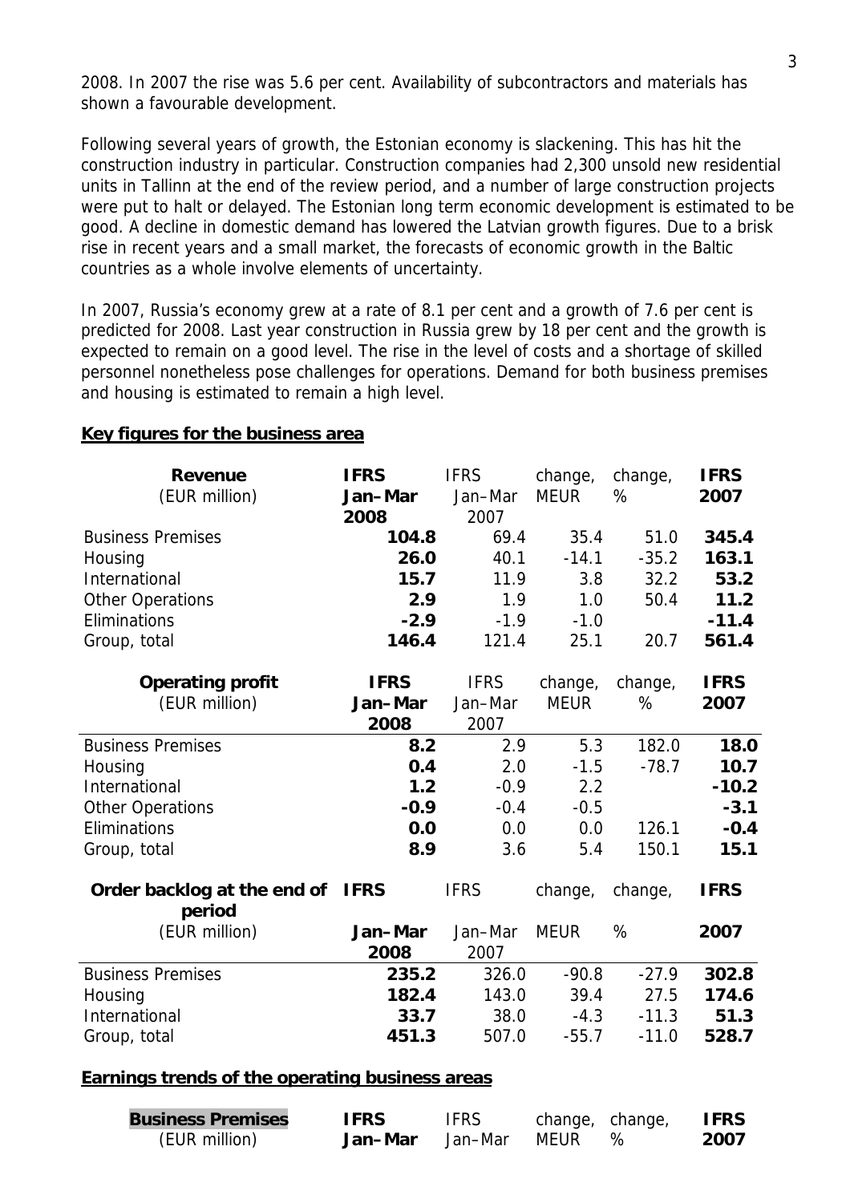2008. In 2007 the rise was 5.6 per cent. Availability of subcontractors and materials has shown a favourable development.

Following several years of growth, the Estonian economy is slackening. This has hit the construction industry in particular. Construction companies had 2,300 unsold new residential units in Tallinn at the end of the review period, and a number of large construction projects were put to halt or delayed. The Estonian long term economic development is estimated to be good. A decline in domestic demand has lowered the Latvian growth figures. Due to a brisk rise in recent years and a small market, the forecasts of economic growth in the Baltic countries as a whole involve elements of uncertainty.

In 2007, Russia's economy grew at a rate of 8.1 per cent and a growth of 7.6 per cent is predicted for 2008. Last year construction in Russia grew by 18 per cent and the growth is expected to remain on a good level. The rise in the level of costs and a shortage of skilled personnel nonetheless pose challenges for operations. Demand for both business premises and housing is estimated to remain a high level.

**Key figures for the business area**

| **Revenue** (EUR million) | **IFRS Jan–Mar 2008** | IFRS Jan–Mar 2007 | change, MEUR | change, % | **IFRS 2007** |
|---|---|---|---|---|---|
| Business Premises | **104.8** | 69.4 | 35.4 | 51.0 | **345.4** |
| Housing | **26.0** | 40.1 | -14.1 | -35.2 | **163.1** |
| International | **15.7** | 11.9 | 3.8 | 32.2 | **53.2** |
| Other Operations | **2.9** | 1.9 | 1.0 | 50.4 | **11.2** |
| Eliminations | **-2.9** | -1.9 | -1.0 | | **-11.4** |
| Group, total | **146.4** | 121.4 | 25.1 | 20.7 | **561.4** |

| **Operating profit** (EUR million) | **IFRS Jan–Mar 2008** | IFRS Jan–Mar 2007 | change, MEUR | change, % | **IFRS 2007** |
|---|---|---|---|---|---|
| Business Premises | **8.2** | 2.9 | 5.3 | 182.0 | **18.0** |
| Housing | **0.4** | 2.0 | -1.5 | -78.7 | **10.7** |
| International | **1.2** | -0.9 | 2.2 | | **-10.2** |
| Other Operations | **-0.9** | -0.4 | -0.5 | | **-3.1** |
| Eliminations | **0.0** | 0.0 | 0.0 | 126.1 | **-0.4** |
| Group, total | **8.9** | 3.6 | 5.4 | 150.1 | **15.1** |

| **Order backlog at the end of period** (EUR million) | **IFRS Jan–Mar 2008** | IFRS Jan–Mar 2007 | change, MEUR | change, % | **IFRS 2007** |
|---|---|---|---|---|---|
| Business Premises | **235.2** | 326.0 | -90.8 | -27.9 | **302.8** |
| Housing | **182.4** | 143.0 | 39.4 | 27.5 | **174.6** |
| International | **33.7** | 38.0 | -4.3 | -11.3 | **51.3** |
| Group, total | **451.3** | 507.0 | -55.7 | -11.0 | **528.7** |

**Earnings trends of the operating business areas**

| **Business Premises** (EUR million) | **IFRS Jan–Mar** | IFRS Jan–Mar | change, MEUR | change, % | **IFRS 2007** |
|---|---|---|---|---|---|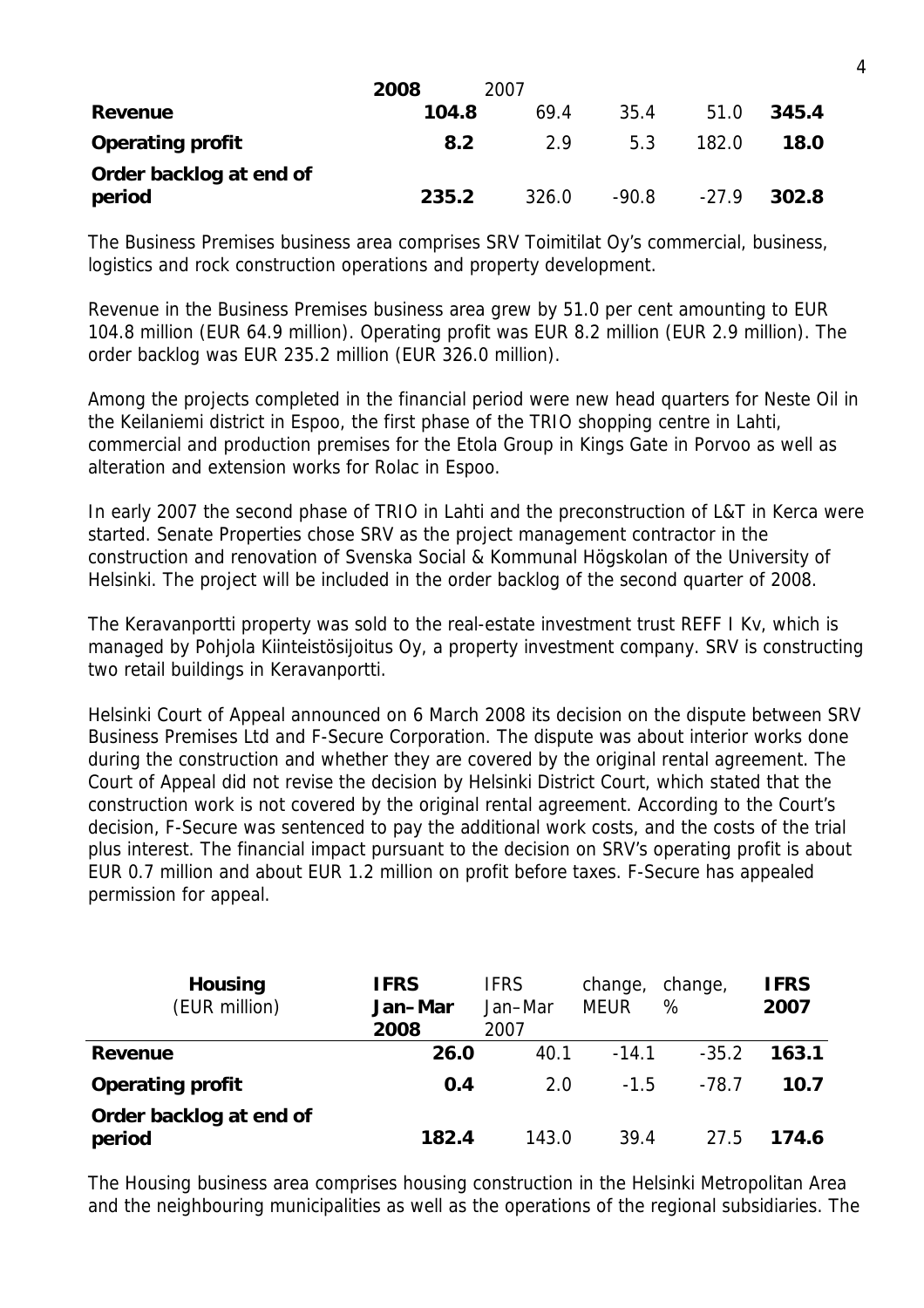| | 2008 | 2007 | | | |
|---|---|---|---|---|---|
| **Revenue** | **104.8** | 69.4 | 35.4 | 51.0 | **345.4** |
| **Operating profit** | **8.2** | 2.9 | 5.3 | 182.0 | **18.0** |
| **Order backlog at end of period** | **235.2** | 326.0 | -90.8 | -27.9 | **302.8** |

The Business Premises business area comprises SRV Toimitilat Oy's commercial, business, logistics and rock construction operations and property development.

Revenue in the Business Premises business area grew by 51.0 per cent amounting to EUR 104.8 million (EUR 64.9 million). Operating profit was EUR 8.2 million (EUR 2.9 million). The order backlog was EUR 235.2 million (EUR 326.0 million).

Among the projects completed in the financial period were new head quarters for Neste Oil in the Keilaniemi district in Espoo, the first phase of the TRIO shopping centre in Lahti, commercial and production premises for the Etola Group in Kings Gate in Porvoo as well as alteration and extension works for Rolac in Espoo.

In early 2007 the second phase of TRIO in Lahti and the preconstruction of L&T in Kerca were started. Senate Properties chose SRV as the project management contractor in the construction and renovation of Svenska Social & Kommunal Högskolan of the University of Helsinki. The project will be included in the order backlog of the second quarter of 2008.

The Keravanportti property was sold to the real-estate investment trust REFF I Kv, which is managed by Pohjola Kiinteistösijoitus Oy, a property investment company. SRV is constructing two retail buildings in Keravanportti.

Helsinki Court of Appeal announced on 6 March 2008 its decision on the dispute between SRV Business Premises Ltd and F-Secure Corporation. The dispute was about interior works done during the construction and whether they are covered by the original rental agreement. The Court of Appeal did not revise the decision by Helsinki District Court, which stated that the construction work is not covered by the original rental agreement. According to the Court's decision, F-Secure was sentenced to pay the additional work costs, and the costs of the trial plus interest. The financial impact pursuant to the decision on SRV's operating profit is about EUR 0.7 million and about EUR 1.2 million on profit before taxes. F-Secure has appealed permission for appeal.

| **Housing** (EUR million) | **IFRS Jan–Mar 2008** | IFRS Jan–Mar 2007 | change, MEUR | change, % | **IFRS 2007** |
|---|---|---|---|---|---|
| **Revenue** | **26.0** | 40.1 | -14.1 | -35.2 | **163.1** |
| **Operating profit** | **0.4** | 2.0 | -1.5 | -78.7 | **10.7** |
| **Order backlog at end of period** | **182.4** | 143.0 | 39.4 | 27.5 | **174.6** |

The Housing business area comprises housing construction in the Helsinki Metropolitan Area and the neighbouring municipalities as well as the operations of the regional subsidiaries. The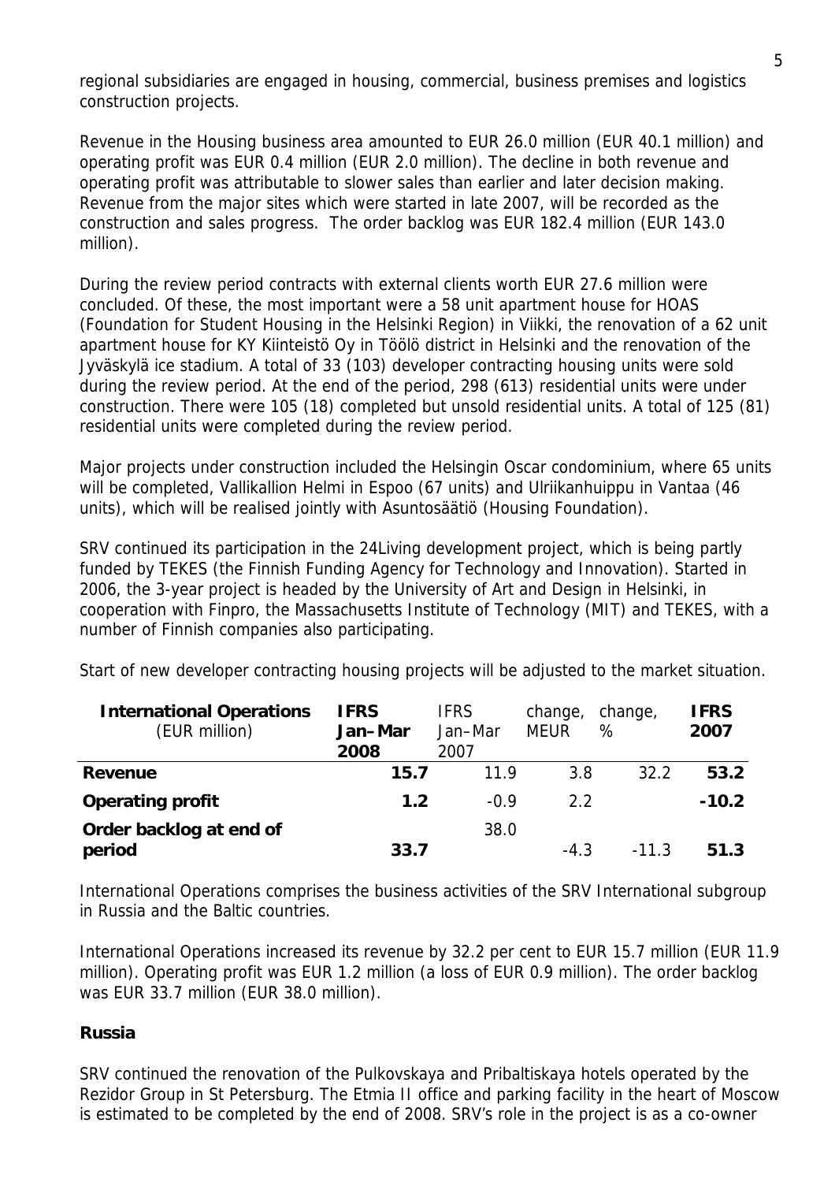regional subsidiaries are engaged in housing, commercial, business premises and logistics construction projects.

Revenue in the Housing business area amounted to EUR 26.0 million (EUR 40.1 million) and operating profit was EUR 0.4 million (EUR 2.0 million). The decline in both revenue and operating profit was attributable to slower sales than earlier and later decision making. Revenue from the major sites which were started in late 2007, will be recorded as the construction and sales progress. The order backlog was EUR 182.4 million (EUR 143.0 million).

During the review period contracts with external clients worth EUR 27.6 million were concluded. Of these, the most important were a 58 unit apartment house for HOAS (Foundation for Student Housing in the Helsinki Region) in Viikki, the renovation of a 62 unit apartment house for KY Kiinteistö Oy in Töölö district in Helsinki and the renovation of the Jyväskylä ice stadium. A total of 33 (103) developer contracting housing units were sold during the review period. At the end of the period, 298 (613) residential units were under construction. There were 105 (18) completed but unsold residential units. A total of 125 (81) residential units were completed during the review period.

Major projects under construction included the Helsingin Oscar condominium, where 65 units will be completed, Vallikallion Helmi in Espoo (67 units) and Ulriikanhuippu in Vantaa (46 units), which will be realised jointly with Asuntosäätiö (Housing Foundation).

SRV continued its participation in the 24Living development project, which is being partly funded by TEKES (the Finnish Funding Agency for Technology and Innovation). Started in 2006, the 3-year project is headed by the University of Art and Design in Helsinki, in cooperation with Finpro, the Massachusetts Institute of Technology (MIT) and TEKES, with a number of Finnish companies also participating.

Start of new developer contracting housing projects will be adjusted to the market situation.

| **International Operations** (EUR million) | **IFRS Jan–Mar 2008** | IFRS Jan–Mar 2007 | change, MEUR | change, % | **IFRS 2007** |
|---|---|---|---|---|---|
| **Revenue** | **15.7** | 11.9 | 3.8 | 32.2 | **53.2** |
| **Operating profit** | **1.2** | -0.9 | 2.2 | | **-10.2** |
| **Order backlog at end of period** | **33.7** | 38.0 | -4.3 | -11.3 | **51.3** |

International Operations comprises the business activities of the SRV International subgroup in Russia and the Baltic countries.

International Operations increased its revenue by 32.2 per cent to EUR 15.7 million (EUR 11.9 million). Operating profit was EUR 1.2 million (a loss of EUR 0.9 million). The order backlog was EUR 33.7 million (EUR 38.0 million).

### Russia

SRV continued the renovation of the Pulkovskaya and Pribaltiskaya hotels operated by the Rezidor Group in St Petersburg. The Etmia II office and parking facility in the heart of Moscow is estimated to be completed by the end of 2008. SRV's role in the project is as a co-owner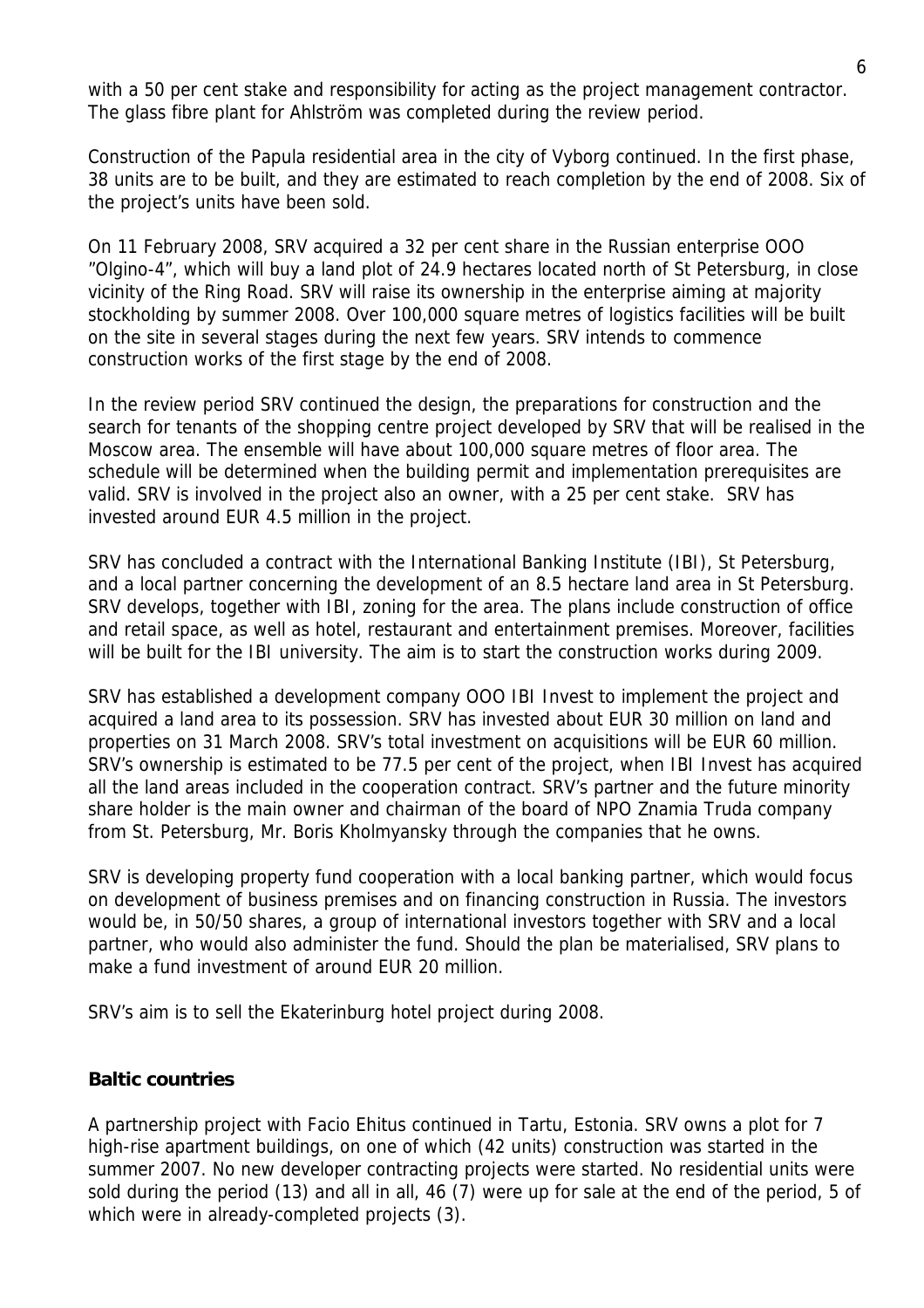with a 50 per cent stake and responsibility for acting as the project management contractor. The glass fibre plant for Ahlström was completed during the review period.

Construction of the Papula residential area in the city of Vyborg continued. In the first phase, 38 units are to be built, and they are estimated to reach completion by the end of 2008. Six of the project's units have been sold.

On 11 February 2008, SRV acquired a 32 per cent share in the Russian enterprise OOO "Olgino-4", which will buy a land plot of 24.9 hectares located north of St Petersburg, in close vicinity of the Ring Road. SRV will raise its ownership in the enterprise aiming at majority stockholding by summer 2008. Over 100,000 square metres of logistics facilities will be built on the site in several stages during the next few years. SRV intends to commence construction works of the first stage by the end of 2008.

In the review period SRV continued the design, the preparations for construction and the search for tenants of the shopping centre project developed by SRV that will be realised in the Moscow area. The ensemble will have about 100,000 square metres of floor area. The schedule will be determined when the building permit and implementation prerequisites are valid. SRV is involved in the project also an owner, with a 25 per cent stake. SRV has invested around EUR 4.5 million in the project.

SRV has concluded a contract with the International Banking Institute (IBI), St Petersburg, and a local partner concerning the development of an 8.5 hectare land area in St Petersburg. SRV develops, together with IBI, zoning for the area. The plans include construction of office and retail space, as well as hotel, restaurant and entertainment premises. Moreover, facilities will be built for the IBI university. The aim is to start the construction works during 2009.

SRV has established a development company OOO IBI Invest to implement the project and acquired a land area to its possession. SRV has invested about EUR 30 million on land and properties on 31 March 2008. SRV's total investment on acquisitions will be EUR 60 million. SRV's ownership is estimated to be 77.5 per cent of the project, when IBI Invest has acquired all the land areas included in the cooperation contract. SRV's partner and the future minority share holder is the main owner and chairman of the board of NPO Znamia Truda company from St. Petersburg, Mr. Boris Kholmyansky through the companies that he owns.

SRV is developing property fund cooperation with a local banking partner, which would focus on development of business premises and on financing construction in Russia. The investors would be, in 50/50 shares, a group of international investors together with SRV and a local partner, who would also administer the fund. Should the plan be materialised, SRV plans to make a fund investment of around EUR 20 million.

SRV's aim is to sell the Ekaterinburg hotel project during 2008.

**Baltic countries**

A partnership project with Facio Ehitus continued in Tartu, Estonia. SRV owns a plot for 7 high-rise apartment buildings, on one of which (42 units) construction was started in the summer 2007. No new developer contracting projects were started. No residential units were sold during the period (13) and all in all, 46 (7) were up for sale at the end of the period, 5 of which were in already-completed projects (3).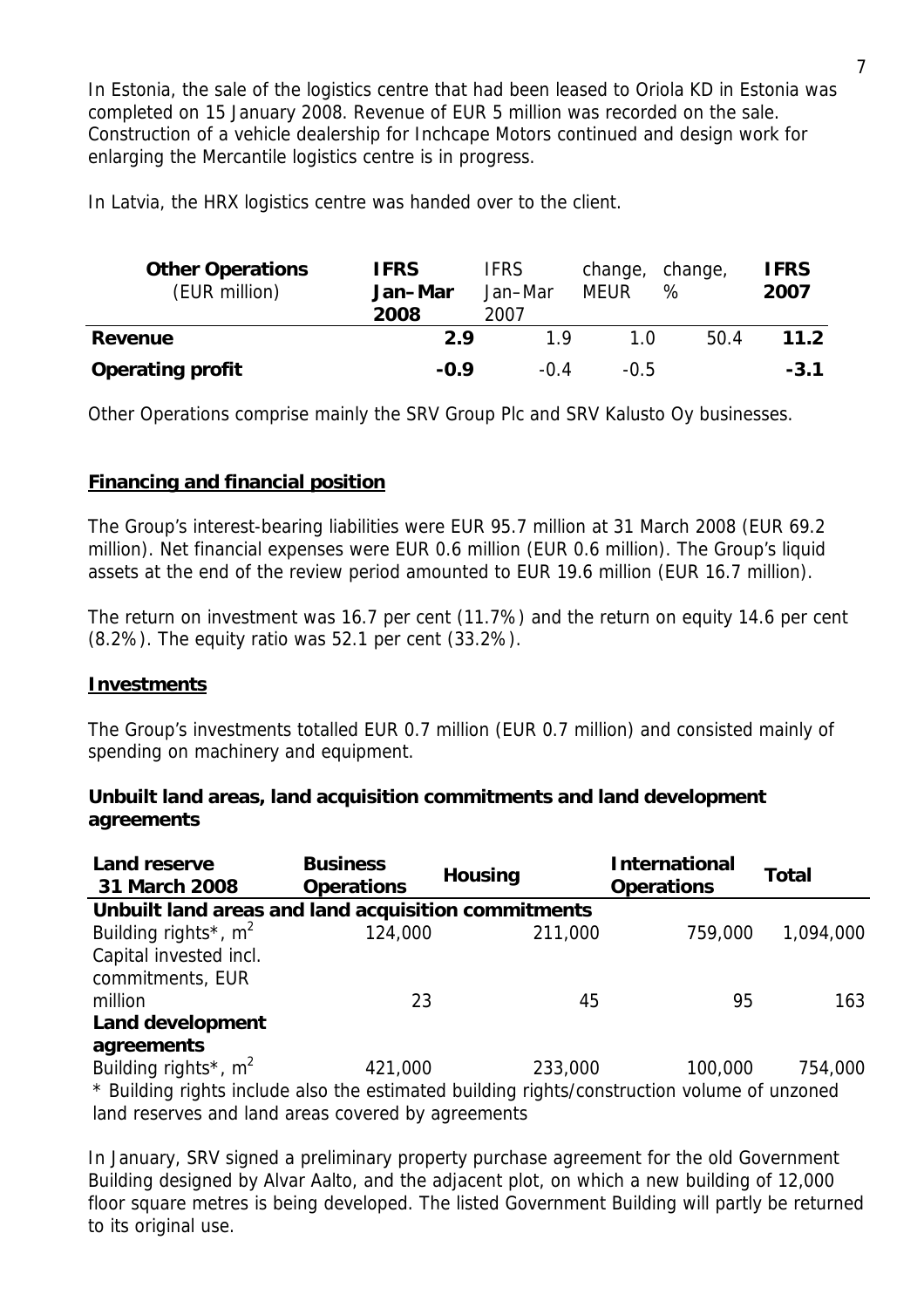In Estonia, the sale of the logistics centre that had been leased to Oriola KD in Estonia was completed on 15 January 2008. Revenue of EUR 5 million was recorded on the sale. Construction of a vehicle dealership for Inchcape Motors continued and design work for enlarging the Mercantile logistics centre is in progress.

In Latvia, the HRX logistics centre was handed over to the client.

| **Other Operations** (EUR million) | **IFRS Jan–Mar 2008** | IFRS Jan–Mar 2007 | change, MEUR | change, % | **IFRS 2007** |
|---|---|---|---|---|---|
| **Revenue** | **2.9** | 1.9 | 1.0 | 50.4 | **11.2** |
| **Operating profit** | **-0.9** | -0.4 | -0.5 | | **-3.1** |

Other Operations comprise mainly the SRV Group Plc and SRV Kalusto Oy businesses.

## Financing and financial position

The Group's interest-bearing liabilities were EUR 95.7 million at 31 March 2008 (EUR 69.2 million). Net financial expenses were EUR 0.6 million (EUR 0.6 million). The Group's liquid assets at the end of the review period amounted to EUR 19.6 million (EUR 16.7 million).

The return on investment was 16.7 per cent (11.7%) and the return on equity 14.6 per cent (8.2%). The equity ratio was 52.1 per cent (33.2%).

## Investments

The Group's investments totalled EUR 0.7 million (EUR 0.7 million) and consisted mainly of spending on machinery and equipment.

### Unbuilt land areas, land acquisition commitments and land development agreements

| **Land reserve 31 March 2008** | **Business Operations** | **Housing** | **International Operations** | **Total** |
|---|---|---|---|---|
| **Unbuilt land areas and land acquisition commitments** | | | | |
| Building rights*, m$^2$ | 124,000 | 211,000 | 759,000 | 1,094,000 |
| Capital invested incl. commitments, EUR million | 23 | 45 | 95 | 163 |
| **Land development agreements** | | | | |
| Building rights*, m$^2$ | 421,000 | 233,000 | 100,000 | 754,000 |

* Building rights include also the estimated building rights/construction volume of unzoned land reserves and land areas covered by agreements

In January, SRV signed a preliminary property purchase agreement for the old Government Building designed by Alvar Aalto, and the adjacent plot, on which a new building of 12,000 floor square metres is being developed. The listed Government Building will partly be returned to its original use.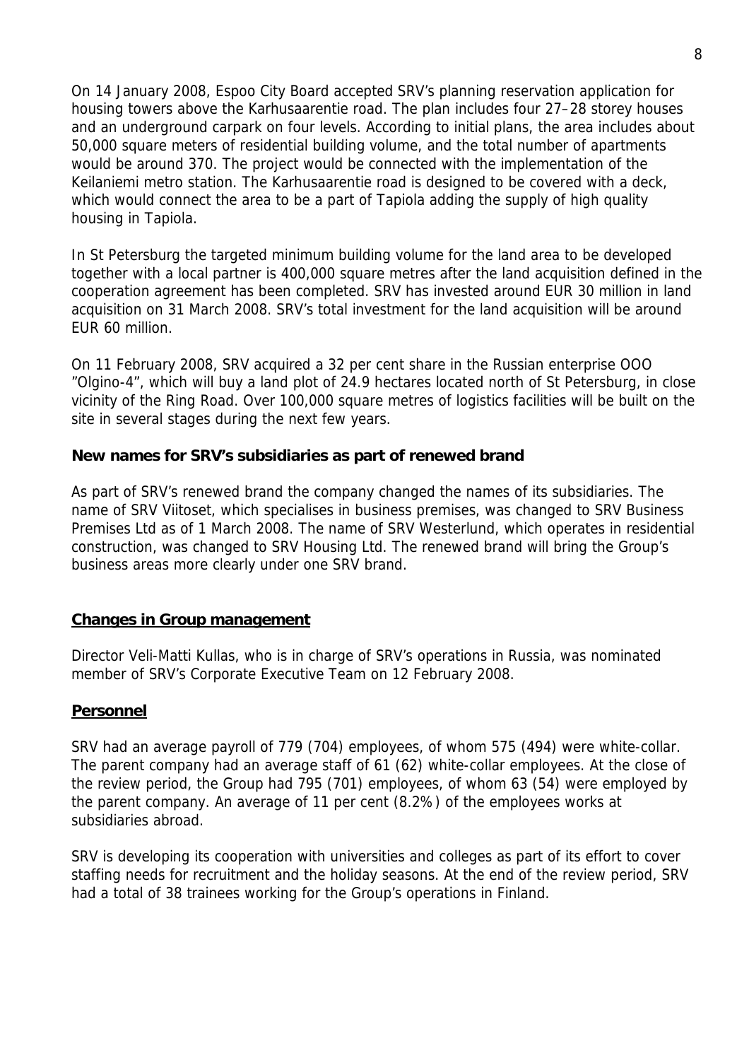On 14 January 2008, Espoo City Board accepted SRV's planning reservation application for housing towers above the Karhusaarentie road. The plan includes four 27–28 storey houses and an underground carpark on four levels. According to initial plans, the area includes about 50,000 square meters of residential building volume, and the total number of apartments would be around 370. The project would be connected with the implementation of the Keilaniemi metro station. The Karhusaarentie road is designed to be covered with a deck, which would connect the area to be a part of Tapiola adding the supply of high quality housing in Tapiola.

In St Petersburg the targeted minimum building volume for the land area to be developed together with a local partner is 400,000 square metres after the land acquisition defined in the cooperation agreement has been completed. SRV has invested around EUR 30 million in land acquisition on 31 March 2008. SRV's total investment for the land acquisition will be around EUR 60 million.

On 11 February 2008, SRV acquired a 32 per cent share in the Russian enterprise OOO "Olgino-4", which will buy a land plot of 24.9 hectares located north of St Petersburg, in close vicinity of the Ring Road. Over 100,000 square metres of logistics facilities will be built on the site in several stages during the next few years.

**New names for SRV's subsidiaries as part of renewed brand**

As part of SRV's renewed brand the company changed the names of its subsidiaries. The name of SRV Viitoset, which specialises in business premises, was changed to SRV Business Premises Ltd as of 1 March 2008. The name of SRV Westerlund, which operates in residential construction, was changed to SRV Housing Ltd. The renewed brand will bring the Group's business areas more clearly under one SRV brand.

## Changes in Group management

Director Veli-Matti Kullas, who is in charge of SRV's operations in Russia, was nominated member of SRV's Corporate Executive Team on 12 February 2008.

## Personnel

SRV had an average payroll of 779 (704) employees, of whom 575 (494) were white-collar. The parent company had an average staff of 61 (62) white-collar employees. At the close of the review period, the Group had 795 (701) employees, of whom 63 (54) were employed by the parent company. An average of 11 per cent (8.2%) of the employees works at subsidiaries abroad.

SRV is developing its cooperation with universities and colleges as part of its effort to cover staffing needs for recruitment and the holiday seasons. At the end of the review period, SRV had a total of 38 trainees working for the Group's operations in Finland.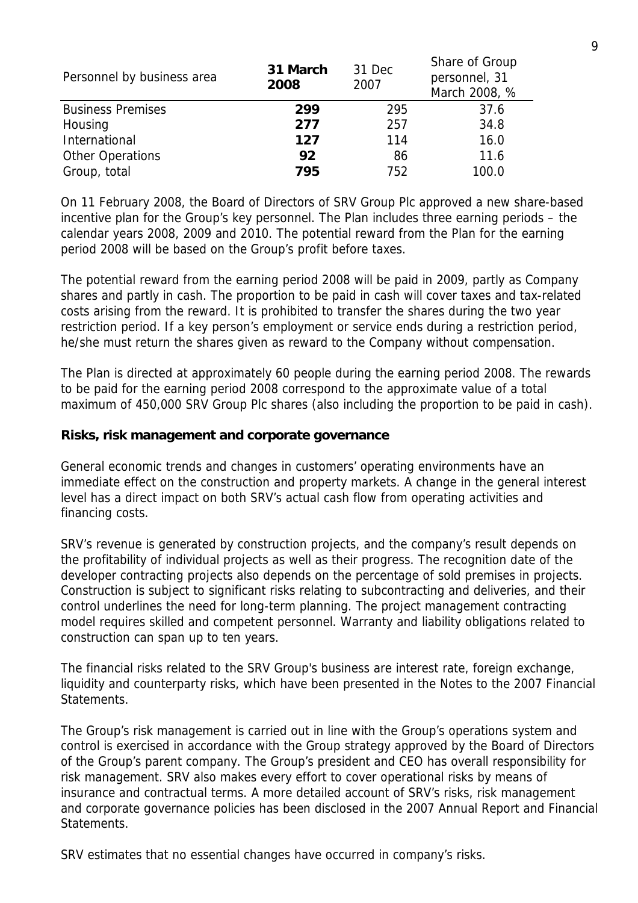| Personnel by business area | **31 March 2008** | 31 Dec 2007 | Share of Group personnel, 31 March 2008, % |
|---|---|---|---|
| Business Premises | **299** | 295 | 37.6 |
| Housing | **277** | 257 | 34.8 |
| International | **127** | 114 | 16.0 |
| Other Operations | **92** | 86 | 11.6 |
| Group, total | **795** | 752 | 100.0 |

On 11 February 2008, the Board of Directors of SRV Group Plc approved a new share-based incentive plan for the Group's key personnel. The Plan includes three earning periods – the calendar years 2008, 2009 and 2010. The potential reward from the Plan for the earning period 2008 will be based on the Group's profit before taxes.

The potential reward from the earning period 2008 will be paid in 2009, partly as Company shares and partly in cash. The proportion to be paid in cash will cover taxes and tax-related costs arising from the reward. It is prohibited to transfer the shares during the two year restriction period. If a key person's employment or service ends during a restriction period, he/she must return the shares given as reward to the Company without compensation.

The Plan is directed at approximately 60 people during the earning period 2008. The rewards to be paid for the earning period 2008 correspond to the approximate value of a total maximum of 450,000 SRV Group Plc shares (also including the proportion to be paid in cash).

**Risks, risk management and corporate governance**

General economic trends and changes in customers' operating environments have an immediate effect on the construction and property markets. A change in the general interest level has a direct impact on both SRV's actual cash flow from operating activities and financing costs.

SRV's revenue is generated by construction projects, and the company's result depends on the profitability of individual projects as well as their progress. The recognition date of the developer contracting projects also depends on the percentage of sold premises in projects. Construction is subject to significant risks relating to subcontracting and deliveries, and their control underlines the need for long-term planning. The project management contracting model requires skilled and competent personnel. Warranty and liability obligations related to construction can span up to ten years.

The financial risks related to the SRV Group's business are interest rate, foreign exchange, liquidity and counterparty risks, which have been presented in the Notes to the 2007 Financial Statements.

The Group's risk management is carried out in line with the Group's operations system and control is exercised in accordance with the Group strategy approved by the Board of Directors of the Group's parent company. The Group's president and CEO has overall responsibility for risk management. SRV also makes every effort to cover operational risks by means of insurance and contractual terms. A more detailed account of SRV's risks, risk management and corporate governance policies has been disclosed in the 2007 Annual Report and Financial Statements.

SRV estimates that no essential changes have occurred in company's risks.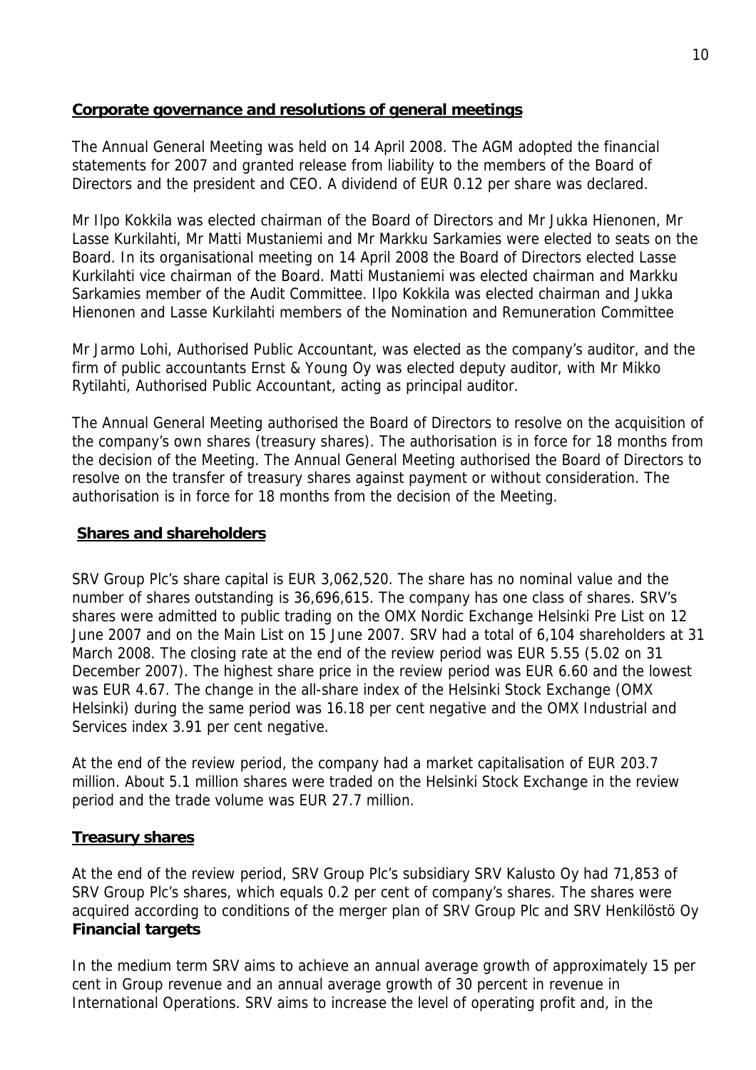## Corporate governance and resolutions of general meetings

The Annual General Meeting was held on 14 April 2008. The AGM adopted the financial statements for 2007 and granted release from liability to the members of the Board of Directors and the president and CEO. A dividend of EUR 0.12 per share was declared.

Mr Ilpo Kokkila was elected chairman of the Board of Directors and Mr Jukka Hienonen, Mr Lasse Kurkilahti, Mr Matti Mustaniemi and Mr Markku Sarkamies were elected to seats on the Board. In its organisational meeting on 14 April 2008 the Board of Directors elected Lasse Kurkilahti vice chairman of the Board. Matti Mustaniemi was elected chairman and Markku Sarkamies member of the Audit Committee. Ilpo Kokkila was elected chairman and Jukka Hienonen and Lasse Kurkilahti members of the Nomination and Remuneration Committee

Mr Jarmo Lohi, Authorised Public Accountant, was elected as the company's auditor, and the firm of public accountants Ernst & Young Oy was elected deputy auditor, with Mr Mikko Rytilahti, Authorised Public Accountant, acting as principal auditor.

The Annual General Meeting authorised the Board of Directors to resolve on the acquisition of the company's own shares (treasury shares). The authorisation is in force for 18 months from the decision of the Meeting. The Annual General Meeting authorised the Board of Directors to resolve on the transfer of treasury shares against payment or without consideration. The authorisation is in force for 18 months from the decision of the Meeting.

## Shares and shareholders

SRV Group Plc's share capital is EUR 3,062,520. The share has no nominal value and the number of shares outstanding is 36,696,615. The company has one class of shares. SRV's shares were admitted to public trading on the OMX Nordic Exchange Helsinki Pre List on 12 June 2007 and on the Main List on 15 June 2007. SRV had a total of 6,104 shareholders at 31 March 2008. The closing rate at the end of the review period was EUR 5.55 (5.02 on 31 December 2007). The highest share price in the review period was EUR 6.60 and the lowest was EUR 4.67. The change in the all-share index of the Helsinki Stock Exchange (OMX Helsinki) during the same period was 16.18 per cent negative and the OMX Industrial and Services index 3.91 per cent negative.

At the end of the review period, the company had a market capitalisation of EUR 203.7 million. About 5.1 million shares were traded on the Helsinki Stock Exchange in the review period and the trade volume was EUR 27.7 million.

## Treasury shares

At the end of the review period, SRV Group Plc's subsidiary SRV Kalusto Oy had 71,853 of SRV Group Plc's shares, which equals 0.2 per cent of company's shares. The shares were acquired according to conditions of the merger plan of SRV Group Plc and SRV Henkilöstö Oy

## Financial targets

In the medium term SRV aims to achieve an annual average growth of approximately 15 per cent in Group revenue and an annual average growth of 30 percent in revenue in International Operations. SRV aims to increase the level of operating profit and, in the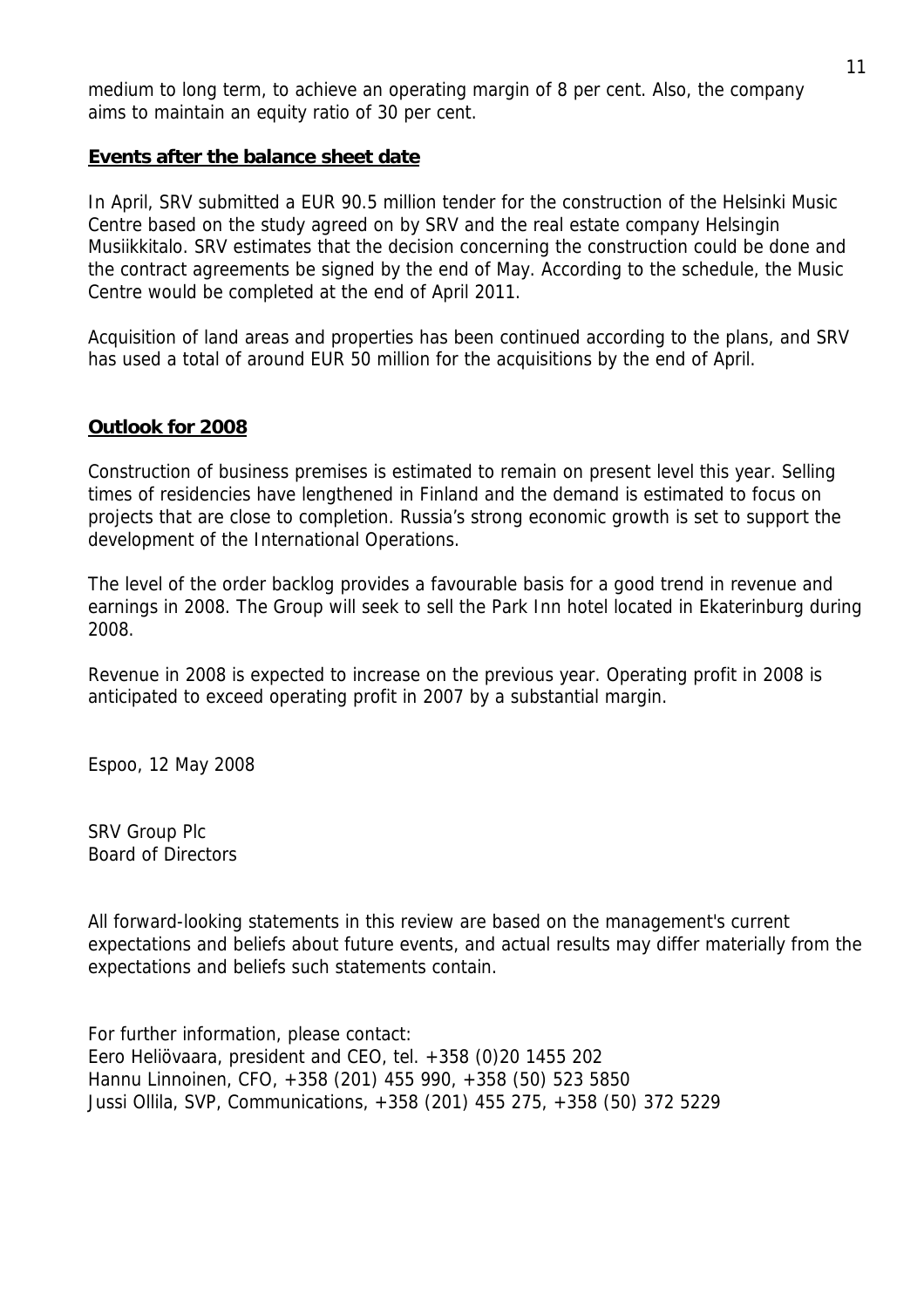medium to long term, to achieve an operating margin of 8 per cent. Also, the company aims to maintain an equity ratio of 30 per cent.

## Events after the balance sheet date

In April, SRV submitted a EUR 90.5 million tender for the construction of the Helsinki Music Centre based on the study agreed on by SRV and the real estate company Helsingin Musiikkitalo. SRV estimates that the decision concerning the construction could be done and the contract agreements be signed by the end of May. According to the schedule, the Music Centre would be completed at the end of April 2011.

Acquisition of land areas and properties has been continued according to the plans, and SRV has used a total of around EUR 50 million for the acquisitions by the end of April.

## Outlook for 2008

Construction of business premises is estimated to remain on present level this year. Selling times of residencies have lengthened in Finland and the demand is estimated to focus on projects that are close to completion. Russia's strong economic growth is set to support the development of the International Operations.

The level of the order backlog provides a favourable basis for a good trend in revenue and earnings in 2008. The Group will seek to sell the Park Inn hotel located in Ekaterinburg during 2008.

Revenue in 2008 is expected to increase on the previous year. Operating profit in 2008 is anticipated to exceed operating profit in 2007 by a substantial margin.

Espoo, 12 May 2008

SRV Group Plc
Board of Directors

All forward-looking statements in this review are based on the management's current expectations and beliefs about future events, and actual results may differ materially from the expectations and beliefs such statements contain.

For further information, please contact:
Eero Heliövaara, president and CEO, tel. +358 (0)20 1455 202
Hannu Linnoinen, CFO, +358 (201) 455 990, +358 (50) 523 5850
Jussi Ollila, SVP, Communications, +358 (201) 455 275, +358 (50) 372 5229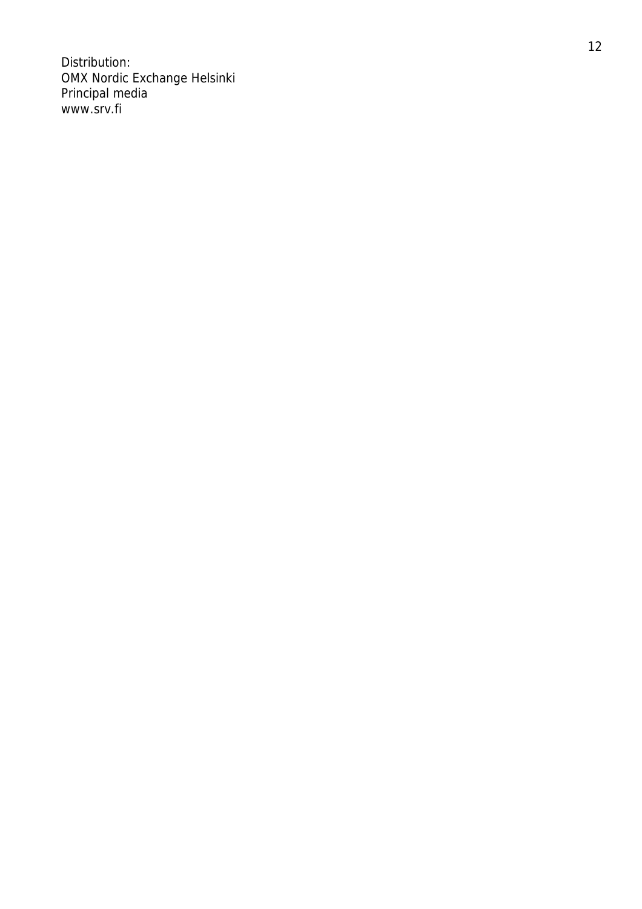Distribution:
OMX Nordic Exchange Helsinki
Principal media
www.srv.fi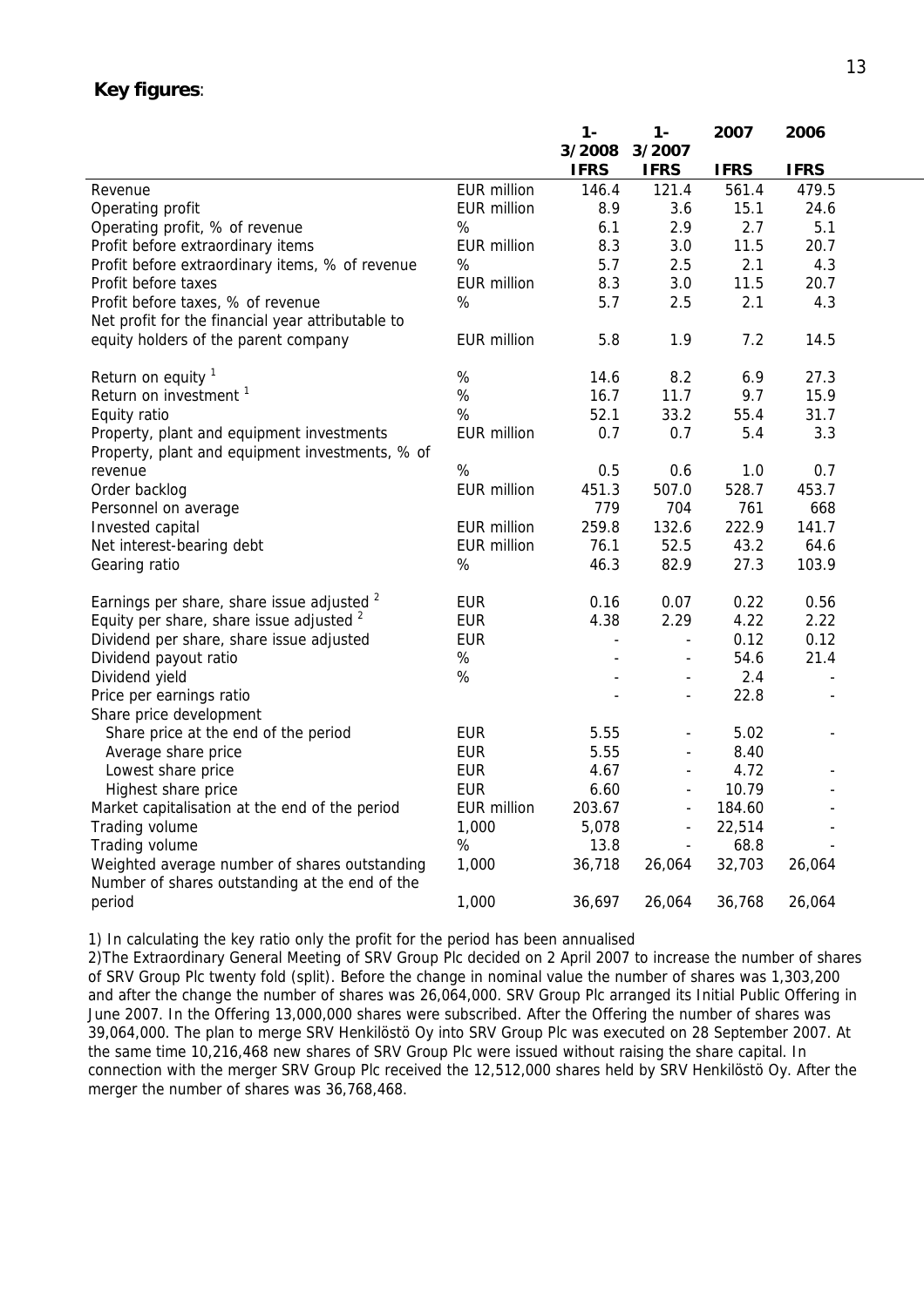**Key figures**:

| | | 1-3/2008 IFRS | 1-3/2007 IFRS | 2007 IFRS | 2006 IFRS |
|---|---|---|---|---|---|
| Revenue | EUR million | 146.4 | 121.4 | 561.4 | 479.5 |
| Operating profit | EUR million | 8.9 | 3.6 | 15.1 | 24.6 |
| Operating profit, % of revenue | % | 6.1 | 2.9 | 2.7 | 5.1 |
| Profit before extraordinary items | EUR million | 8.3 | 3.0 | 11.5 | 20.7 |
| Profit before extraordinary items, % of revenue | % | 5.7 | 2.5 | 2.1 | 4.3 |
| Profit before taxes | EUR million | 8.3 | 3.0 | 11.5 | 20.7 |
| Profit before taxes, % of revenue | % | 5.7 | 2.5 | 2.1 | 4.3 |
| Net profit for the financial year attributable to equity holders of the parent company | EUR million | 5.8 | 1.9 | 7.2 | 14.5 |
| Return on equity [1] | % | 14.6 | 8.2 | 6.9 | 27.3 |
| Return on investment [1] | % | 16.7 | 11.7 | 9.7 | 15.9 |
| Equity ratio | % | 52.1 | 33.2 | 55.4 | 31.7 |
| Property, plant and equipment investments | EUR million | 0.7 | 0.7 | 5.4 | 3.3 |
| Property, plant and equipment investments, % of revenue | % | 0.5 | 0.6 | 1.0 | 0.7 |
| Order backlog | EUR million | 451.3 | 507.0 | 528.7 | 453.7 |
| Personnel on average | | 779 | 704 | 761 | 668 |
| Invested capital | EUR million | 259.8 | 132.6 | 222.9 | 141.7 |
| Net interest-bearing debt | EUR million | 76.1 | 52.5 | 43.2 | 64.6 |
| Gearing ratio | % | 46.3 | 82.9 | 27.3 | 103.9 |
| Earnings per share, share issue adjusted [2] | EUR | 0.16 | 0.07 | 0.22 | 0.56 |
| Equity per share, share issue adjusted [2] | EUR | 4.38 | 2.29 | 4.22 | 2.22 |
| Dividend per share, share issue adjusted | EUR | - | - | 0.12 | 0.12 |
| Dividend payout ratio | % | - | - | 54.6 | 21.4 |
| Dividend yield | % | - | - | 2.4 | - |
| Price per earnings ratio | | - | - | 22.8 | - |
| Share price development | | | | | |
| Share price at the end of the period | EUR | 5.55 | - | 5.02 | - |
| Average share price | EUR | 5.55 | - | 8.40 | |
| Lowest share price | EUR | 4.67 | - | 4.72 | - |
| Highest share price | EUR | 6.60 | - | 10.79 | - |
| Market capitalisation at the end of the period | EUR million | 203.67 | - | 184.60 | - |
| Trading volume | 1,000 | 5,078 | - | 22,514 | - |
| Trading volume | % | 13.8 | - | 68.8 | - |
| Weighted average number of shares outstanding | 1,000 | 36,718 | 26,064 | 32,703 | 26,064 |
| Number of shares outstanding at the end of the period | 1,000 | 36,697 | 26,064 | 36,768 | 26,064 |

1) In calculating the key ratio only the profit for the period has been annualised

2)The Extraordinary General Meeting of SRV Group Plc decided on 2 April 2007 to increase the number of shares of SRV Group Plc twenty fold (split). Before the change in nominal value the number of shares was 1,303,200 and after the change the number of shares was 26,064,000. SRV Group Plc arranged its Initial Public Offering in June 2007. In the Offering 13,000,000 shares were subscribed. After the Offering the number of shares was 39,064,000. The plan to merge SRV Henkilöstö Oy into SRV Group Plc was executed on 28 September 2007. At the same time 10,216,468 new shares of SRV Group Plc were issued without raising the share capital. In connection with the merger SRV Group Plc received the 12,512,000 shares held by SRV Henkilöstö Oy. After the merger the number of shares was 36,768,468.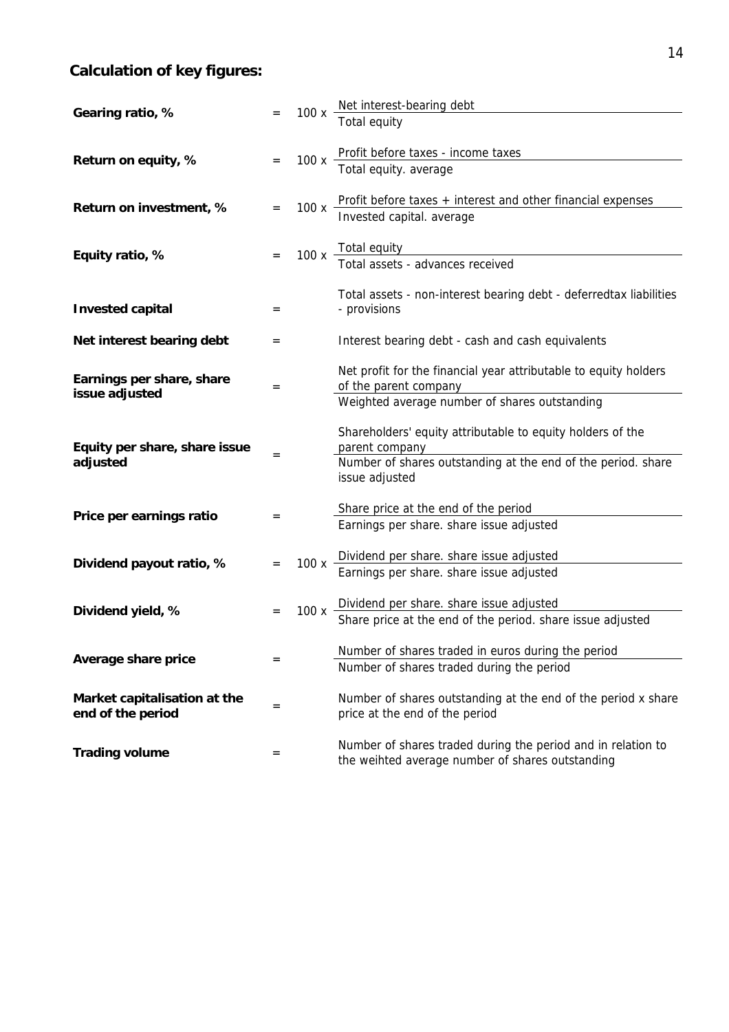## Calculation of key figures:

**Gearing ratio, %** = $100 \times \dfrac{\text{Net interest-bearing debt}}{\text{Total equity}}$

**Return on equity, %** = $100 \times \dfrac{\text{Profit before taxes - income taxes}}{\text{Total equity. average}}$

**Return on investment, %** = $100 \times \dfrac{\text{Profit before taxes + interest and other financial expenses}}{\text{Invested capital. average}}$

**Equity ratio, %** = $100 \times \dfrac{\text{Total equity}}{\text{Total assets - advances received}}$

**Invested capital** = Total assets - non-interest bearing debt - deferredtax liabilities - provisions

**Net interest bearing debt** = Interest bearing debt - cash and cash equivalents

**Earnings per share, share issue adjusted** = $\dfrac{\text{Net profit for the financial year attributable to equity holders of the parent company}}{\text{Weighted average number of shares outstanding}}$

**Equity per share, share issue adjusted** = $\dfrac{\text{Shareholders' equity attributable to equity holders of the parent company}}{\text{Number of shares outstanding at the end of the period. share issue adjusted}}$

**Price per earnings ratio** = $\dfrac{\text{Share price at the end of the period}}{\text{Earnings per share. share issue adjusted}}$

**Dividend payout ratio, %** = $100 \times \dfrac{\text{Dividend per share. share issue adjusted}}{\text{Earnings per share. share issue adjusted}}$

**Dividend yield, %** = $100 \times \dfrac{\text{Dividend per share. share issue adjusted}}{\text{Share price at the end of the period. share issue adjusted}}$

**Average share price** = $\dfrac{\text{Number of shares traded in euros during the period}}{\text{Number of shares traded during the period}}$

**Market capitalisation at the end of the period** = Number of shares outstanding at the end of the period x share price at the end of the period

**Trading volume** = Number of shares traded during the period and in relation to the weihted average number of shares outstanding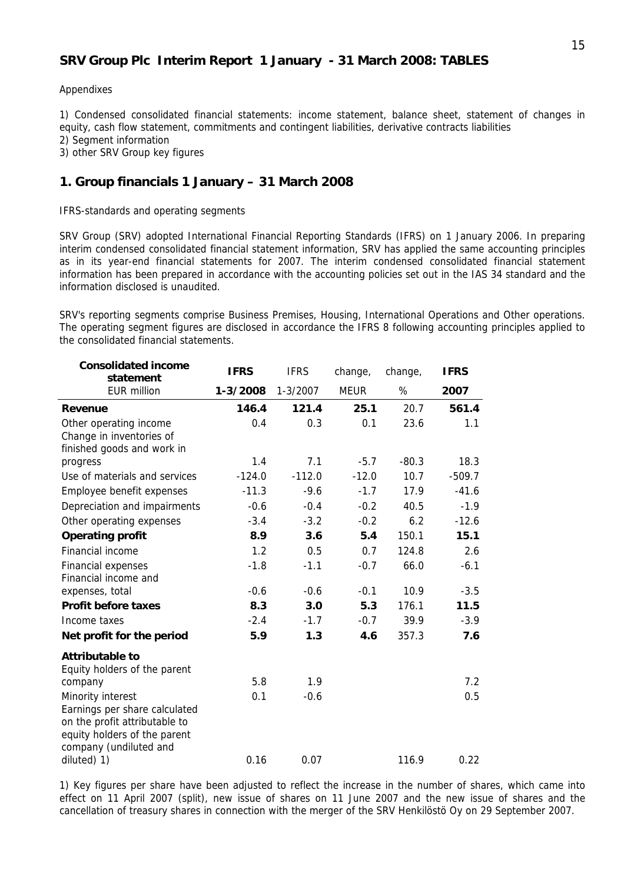## SRV Group Plc Interim Report 1 January - 31 March 2008: TABLES

Appendixes

1) Condensed consolidated financial statements: income statement, balance sheet, statement of changes in equity, cash flow statement, commitments and contingent liabilities, derivative contracts liabilities
2) Segment information
3) other SRV Group key figures

## 1. Group financials 1 January – 31 March 2008

IFRS-standards and operating segments

SRV Group (SRV) adopted International Financial Reporting Standards (IFRS) on 1 January 2006. In preparing interim condensed consolidated financial statement information, SRV has applied the same accounting principles as in its year-end financial statements for 2007. The interim condensed consolidated financial statement information has been prepared in accordance with the accounting policies set out in the IAS 34 standard and the information disclosed is unaudited.

SRV's reporting segments comprise Business Premises, Housing, International Operations and Other operations. The operating segment figures are disclosed in accordance the IFRS 8 following accounting principles applied to the consolidated financial statements.

| **Consolidated income statement** | **IFRS** | IFRS | change, | change, | **IFRS** |
|---|---|---|---|---|---|
| EUR million | **1-3/2008** | 1-3/2007 | MEUR | % | **2007** |
| **Revenue** | **146.4** | **121.4** | **25.1** | 20.7 | **561.4** |
| Other operating income | 0.4 | 0.3 | 0.1 | 23.6 | 1.1 |
| Change in inventories of finished goods and work in progress | 1.4 | 7.1 | -5.7 | -80.3 | 18.3 |
| Use of materials and services | -124.0 | -112.0 | -12.0 | 10.7 | -509.7 |
| Employee benefit expenses | -11.3 | -9.6 | -1.7 | 17.9 | -41.6 |
| Depreciation and impairments | -0.6 | -0.4 | -0.2 | 40.5 | -1.9 |
| Other operating expenses | -3.4 | -3.2 | -0.2 | 6.2 | -12.6 |
| **Operating profit** | **8.9** | **3.6** | **5.4** | 150.1 | **15.1** |
| Financial income | 1.2 | 0.5 | 0.7 | 124.8 | 2.6 |
| Financial expenses | -1.8 | -1.1 | -0.7 | 66.0 | -6.1 |
| Financial income and expenses, total | -0.6 | -0.6 | -0.1 | 10.9 | -3.5 |
| **Profit before taxes** | **8.3** | **3.0** | **5.3** | 176.1 | **11.5** |
| Income taxes | -2.4 | -1.7 | -0.7 | 39.9 | -3.9 |
| **Net profit for the period** | **5.9** | **1.3** | **4.6** | 357.3 | **7.6** |
| **Attributable to** | | | | | |
| Equity holders of the parent company | 5.8 | 1.9 | | | 7.2 |
| Minority interest | 0.1 | -0.6 | | | 0.5 |
| Earnings per share calculated on the profit attributable to equity holders of the parent company (undiluted and diluted) 1) | 0.16 | 0.07 | | 116.9 | 0.22 |

1) Key figures per share have been adjusted to reflect the increase in the number of shares, which came into effect on 11 April 2007 (split), new issue of shares on 11 June 2007 and the new issue of shares and the cancellation of treasury shares in connection with the merger of the SRV Henkilöstö Oy on 29 September 2007.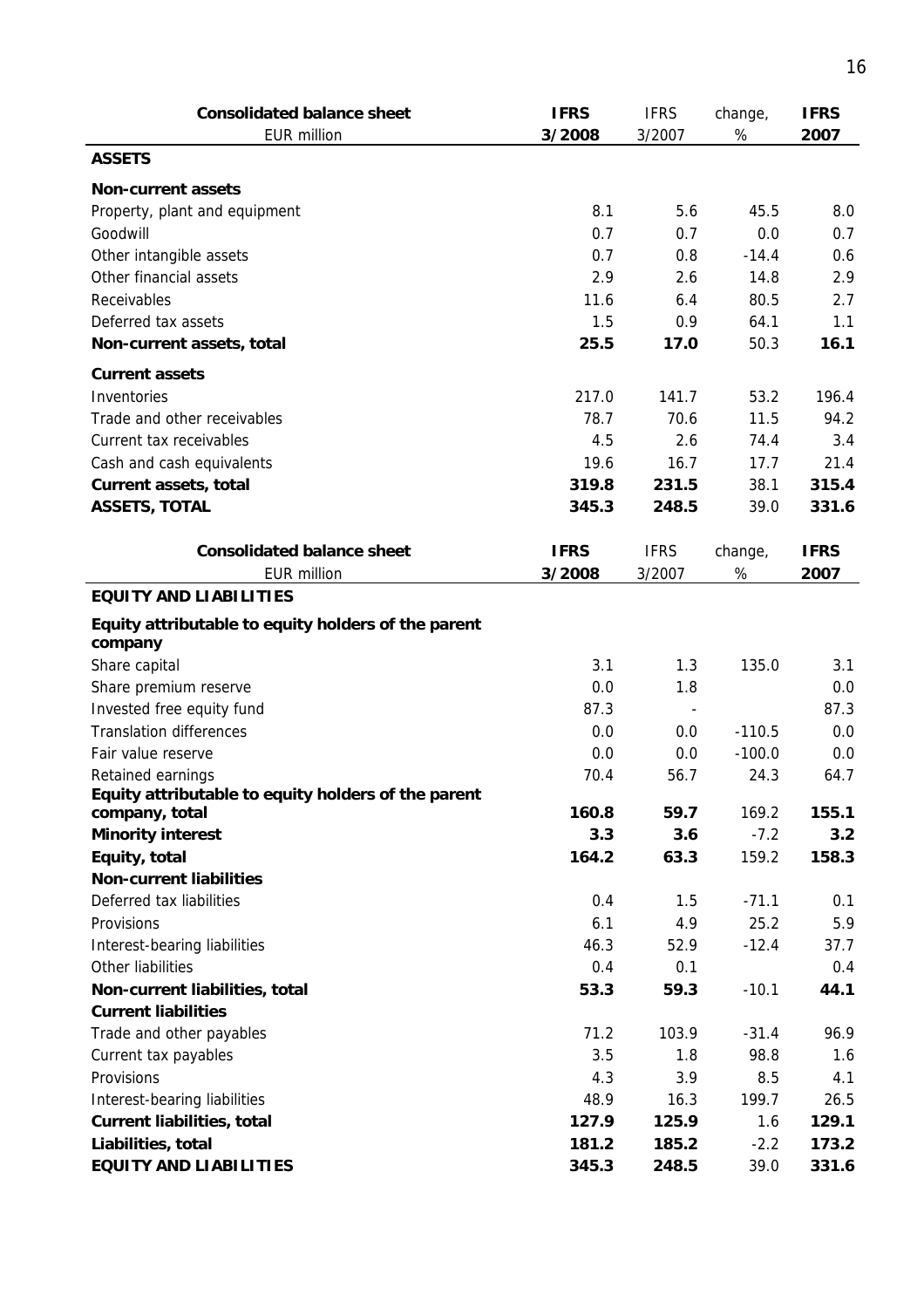| **Consolidated balance sheet** | **IFRS** | IFRS | change, | **IFRS** |
|---|---|---|---|---|
| EUR million | **3/2008** | 3/2007 | % | **2007** |
| **ASSETS** | | | | |
| **Non-current assets** | | | | |
| Property, plant and equipment | 8.1 | 5.6 | 45.5 | 8.0 |
| Goodwill | 0.7 | 0.7 | 0.0 | 0.7 |
| Other intangible assets | 0.7 | 0.8 | -14.4 | 0.6 |
| Other financial assets | 2.9 | 2.6 | 14.8 | 2.9 |
| Receivables | 11.6 | 6.4 | 80.5 | 2.7 |
| Deferred tax assets | 1.5 | 0.9 | 64.1 | 1.1 |
| **Non-current assets, total** | **25.5** | **17.0** | 50.3 | **16.1** |
| **Current assets** | | | | |
| Inventories | 217.0 | 141.7 | 53.2 | 196.4 |
| Trade and other receivables | 78.7 | 70.6 | 11.5 | 94.2 |
| Current tax receivables | 4.5 | 2.6 | 74.4 | 3.4 |
| Cash and cash equivalents | 19.6 | 16.7 | 17.7 | 21.4 |
| **Current assets, total** | **319.8** | **231.5** | 38.1 | **315.4** |
| **ASSETS, TOTAL** | **345.3** | **248.5** | 39.0 | **331.6** |

| **Consolidated balance sheet** | **IFRS** | IFRS | change, | **IFRS** |
|---|---|---|---|---|
| EUR million | **3/2008** | 3/2007 | % | **2007** |
| **EQUITY AND LIABILITIES** | | | | |
| **Equity attributable to equity holders of the parent company** | | | | |
| Share capital | 3.1 | 1.3 | 135.0 | 3.1 |
| Share premium reserve | 0.0 | 1.8 | | 0.0 |
| Invested free equity fund | 87.3 | - | | 87.3 |
| Translation differences | 0.0 | 0.0 | -110.5 | 0.0 |
| Fair value reserve | 0.0 | 0.0 | -100.0 | 0.0 |
| Retained earnings | 70.4 | 56.7 | 24.3 | 64.7 |
| **Equity attributable to equity holders of the parent company, total** | **160.8** | **59.7** | 169.2 | **155.1** |
| **Minority interest** | **3.3** | **3.6** | -7.2 | **3.2** |
| **Equity, total** | **164.2** | **63.3** | 159.2 | **158.3** |
| **Non-current liabilities** | | | | |
| Deferred tax liabilities | 0.4 | 1.5 | -71.1 | 0.1 |
| Provisions | 6.1 | 4.9 | 25.2 | 5.9 |
| Interest-bearing liabilities | 46.3 | 52.9 | -12.4 | 37.7 |
| Other liabilities | 0.4 | 0.1 | | 0.4 |
| **Non-current liabilities, total** | **53.3** | **59.3** | -10.1 | **44.1** |
| **Current liabilities** | | | | |
| Trade and other payables | 71.2 | 103.9 | -31.4 | 96.9 |
| Current tax payables | 3.5 | 1.8 | 98.8 | 1.6 |
| Provisions | 4.3 | 3.9 | 8.5 | 4.1 |
| Interest-bearing liabilities | 48.9 | 16.3 | 199.7 | 26.5 |
| **Current liabilities, total** | **127.9** | **125.9** | 1.6 | **129.1** |
| **Liabilities, total** | **181.2** | **185.2** | -2.2 | **173.2** |
| **EQUITY AND LIABILITIES** | **345.3** | **248.5** | 39.0 | **331.6** |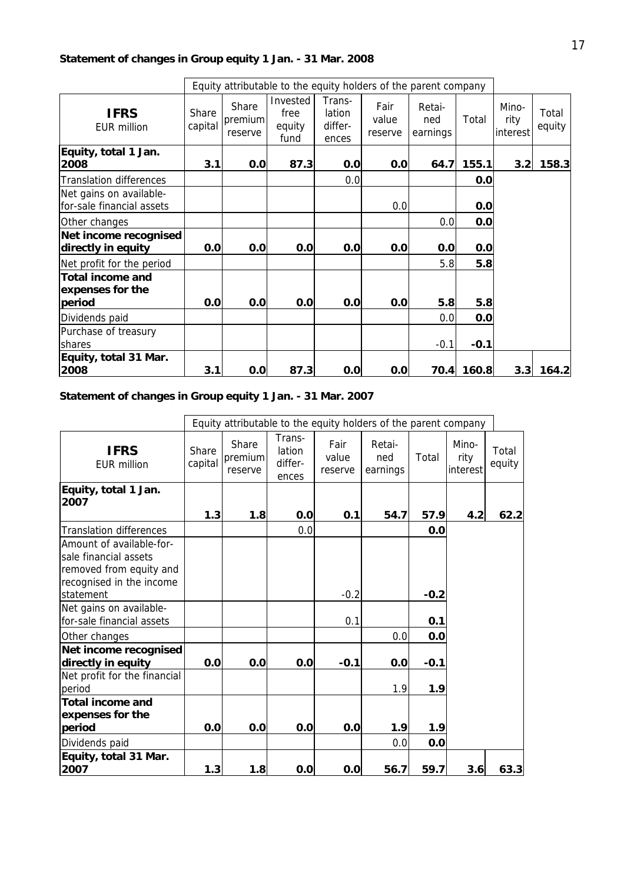**Statement of changes in Group equity 1 Jan. - 31 Mar. 2008**

| | Equity attributable to the equity holders of the parent company | | | | | | | | |
|---|---|---|---|---|---|---|---|---|---|
| **IFRS** EUR million | Share capital | Share premium reserve | Invested free equity fund | Trans-lation differ-ences | Fair value reserve | Retai-ned earnings | Total | Mino-rity interest | Total equity |
| **Equity, total 1 Jan. 2008** | **3.1** | **0.0** | **87.3** | **0.0** | **0.0** | **64.7** | **155.1** | **3.2** | **158.3** |
| Translation differences | | | | 0.0 | | | **0.0** | | |
| Net gains on available-for-sale financial assets | | | | | 0.0 | | **0.0** | | |
| Other changes | | | | | | 0.0 | **0.0** | | |
| **Net income recognised directly in equity** | **0.0** | **0.0** | **0.0** | **0.0** | **0.0** | **0.0** | **0.0** | | |
| Net profit for the period | | | | | | 5.8 | **5.8** | | |
| **Total income and expenses for the period** | **0.0** | **0.0** | **0.0** | **0.0** | **0.0** | **5.8** | **5.8** | | |
| Dividends paid | | | | | | 0.0 | **0.0** | | |
| Purchase of treasury shares | | | | | | -0.1 | **-0.1** | | |
| **Equity, total 31 Mar. 2008** | **3.1** | **0.0** | **87.3** | **0.0** | **0.0** | **70.4** | **160.8** | **3.3** | **164.2** |

**Statement of changes in Group equity 1 Jan. - 31 Mar. 2007**

| | Equity attributable to the equity holders of the parent company | | | | | | | |
|---|---|---|---|---|---|---|---|---|
| **IFRS** EUR million | Share capital | Share premium reserve | Trans-lation differ-ences | Fair value reserve | Retai-ned earnings | Total | Mino-rity interest | Total equity |
| **Equity, total 1 Jan. 2007** | **1.3** | **1.8** | **0.0** | **0.1** | **54.7** | **57.9** | **4.2** | **62.2** |
| Translation differences | | | 0.0 | | | **0.0** | | |
| Amount of available-for-sale financial assets removed from equity and recognised in the income statement | | | | -0.2 | | **-0.2** | | |
| Net gains on available-for-sale financial assets | | | | 0.1 | | **0.1** | | |
| Other changes | | | | | 0.0 | **0.0** | | |
| **Net income recognised directly in equity** | **0.0** | **0.0** | **0.0** | **-0.1** | **0.0** | **-0.1** | | |
| Net profit for the financial period | | | | | 1.9 | **1.9** | | |
| **Total income and expenses for the period** | **0.0** | **0.0** | **0.0** | **0.0** | **1.9** | **1.9** | | |
| Dividends paid | | | | | 0.0 | **0.0** | | |
| **Equity, total 31 Mar. 2007** | **1.3** | **1.8** | **0.0** | **0.0** | **56.7** | **59.7** | **3.6** | **63.3** |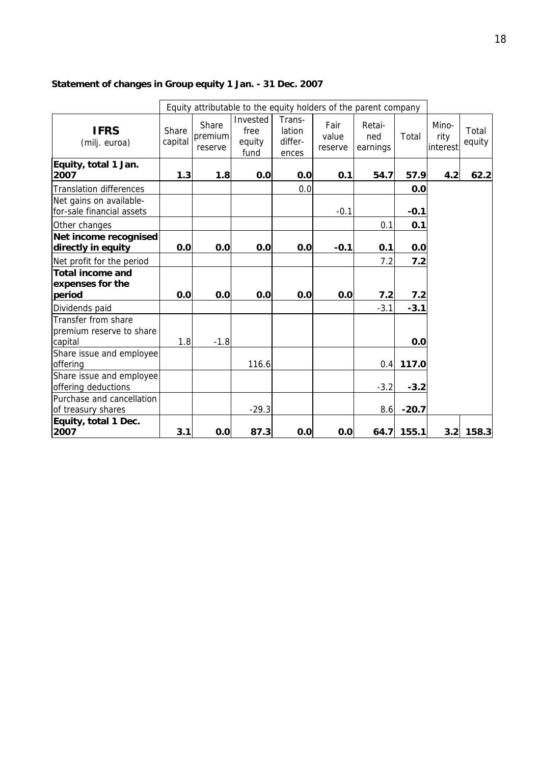**Statement of changes in Group equity 1 Jan. - 31 Dec. 2007**

| | Equity attributable to the equity holders of the parent company | | | | | | | | |
|---|---|---|---|---|---|---|---|---|---|
| **IFRS** (milj. euroa) | Share capital | Share premium reserve | Invested free equity fund | Trans-lation differ-ences | Fair value reserve | Retai-ned earnings | Total | Mino-rity interest | Total equity |
| **Equity, total 1 Jan. 2007** | **1.3** | **1.8** | **0.0** | **0.0** | **0.1** | **54.7** | **57.9** | **4.2** | **62.2** |
| Translation differences | | | | 0.0 | | | **0.0** | | |
| Net gains on available-for-sale financial assets | | | | | -0.1 | | **-0.1** | | |
| Other changes | | | | | | 0.1 | **0.1** | | |
| **Net income recognised directly in equity** | **0.0** | **0.0** | **0.0** | **0.0** | **-0.1** | **0.1** | **0.0** | | |
| Net profit for the period | | | | | | 7.2 | **7.2** | | |
| **Total income and expenses for the period** | **0.0** | **0.0** | **0.0** | **0.0** | **0.0** | **7.2** | **7.2** | | |
| Dividends paid | | | | | | -3.1 | **-3.1** | | |
| Transfer from share premium reserve to share capital | 1.8 | -1.8 | | | | | **0.0** | | |
| Share issue and employee offering | | | 116.6 | | | 0.4 | **117.0** | | |
| Share issue and employee offering deductions | | | | | | -3.2 | **-3.2** | | |
| Purchase and cancellation of treasury shares | | | -29.3 | | | 8.6 | **-20.7** | | |
| **Equity, total 1 Dec. 2007** | **3.1** | **0.0** | **87.3** | **0.0** | **0.0** | **64.7** | **155.1** | **3.2** | **158.3** |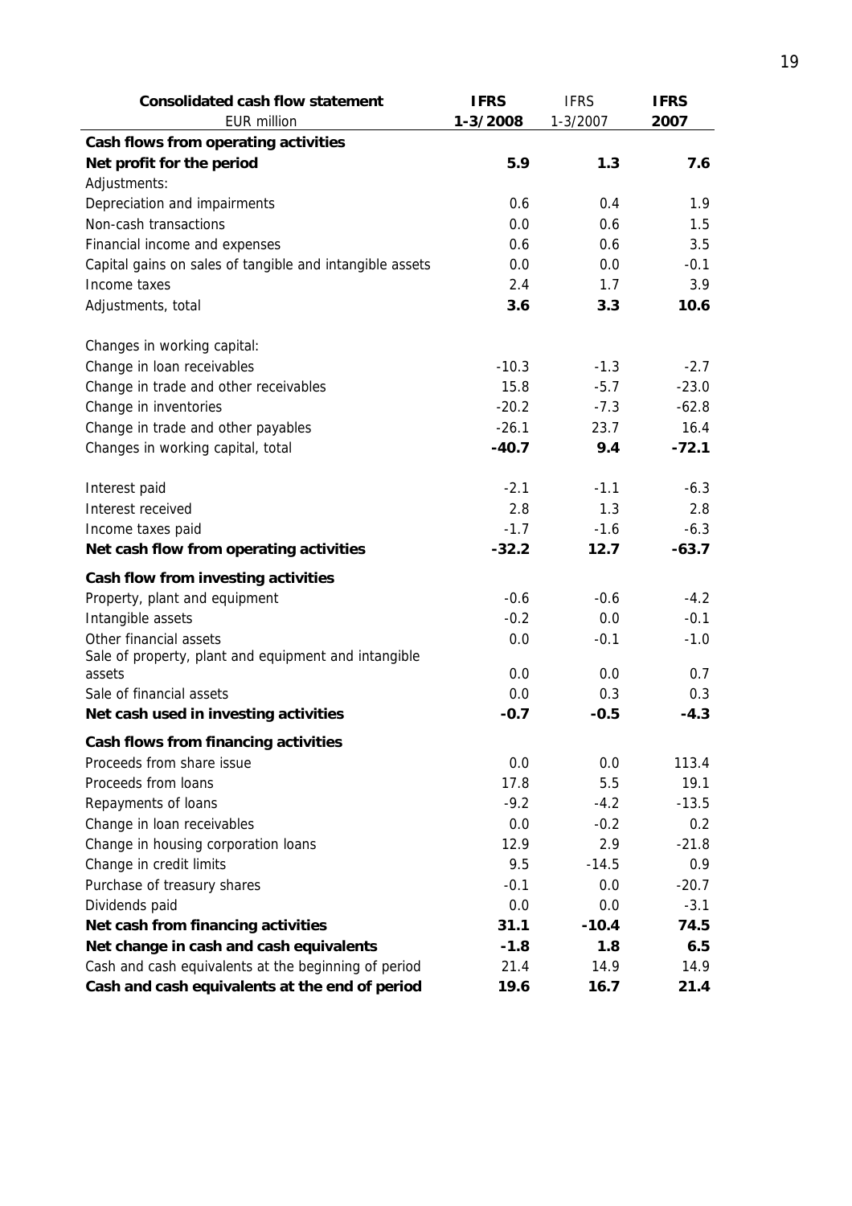| **Consolidated cash flow statement** | **IFRS** | IFRS | **IFRS** |
|---|---|---|---|
| EUR million | **1-3/2008** | 1-3/2007 | **2007** |
| **Cash flows from operating activities** | | | |
| **Net profit for the period** | **5.9** | **1.3** | **7.6** |
| Adjustments: | | | |
| Depreciation and impairments | 0.6 | 0.4 | 1.9 |
| Non-cash transactions | 0.0 | 0.6 | 1.5 |
| Financial income and expenses | 0.6 | 0.6 | 3.5 |
| Capital gains on sales of tangible and intangible assets | 0.0 | 0.0 | -0.1 |
| Income taxes | 2.4 | 1.7 | 3.9 |
| Adjustments, total | **3.6** | **3.3** | **10.6** |
| | | | |
| Changes in working capital: | | | |
| Change in loan receivables | -10.3 | -1.3 | -2.7 |
| Change in trade and other receivables | 15.8 | -5.7 | -23.0 |
| Change in inventories | -20.2 | -7.3 | -62.8 |
| Change in trade and other payables | -26.1 | 23.7 | 16.4 |
| Changes in working capital, total | **-40.7** | **9.4** | **-72.1** |
| | | | |
| Interest paid | -2.1 | -1.1 | -6.3 |
| Interest received | 2.8 | 1.3 | 2.8 |
| Income taxes paid | -1.7 | -1.6 | -6.3 |
| **Net cash flow from operating activities** | **-32.2** | **12.7** | **-63.7** |
| **Cash flow from investing activities** | | | |
| Property, plant and equipment | -0.6 | -0.6 | -4.2 |
| Intangible assets | -0.2 | 0.0 | -0.1 |
| Other financial assets | 0.0 | -0.1 | -1.0 |
| Sale of property, plant and equipment and intangible assets | 0.0 | 0.0 | 0.7 |
| Sale of financial assets | 0.0 | 0.3 | 0.3 |
| **Net cash used in investing activities** | **-0.7** | **-0.5** | **-4.3** |
| **Cash flows from financing activities** | | | |
| Proceeds from share issue | 0.0 | 0.0 | 113.4 |
| Proceeds from loans | 17.8 | 5.5 | 19.1 |
| Repayments of loans | -9.2 | -4.2 | -13.5 |
| Change in loan receivables | 0.0 | -0.2 | 0.2 |
| Change in housing corporation loans | 12.9 | 2.9 | -21.8 |
| Change in credit limits | 9.5 | -14.5 | 0.9 |
| Purchase of treasury shares | -0.1 | 0.0 | -20.7 |
| Dividends paid | 0.0 | 0.0 | -3.1 |
| **Net cash from financing activities** | **31.1** | **-10.4** | **74.5** |
| **Net change in cash and cash equivalents** | **-1.8** | **1.8** | **6.5** |
| Cash and cash equivalents at the beginning of period | 21.4 | 14.9 | 14.9 |
| **Cash and cash equivalents at the end of period** | **19.6** | **16.7** | **21.4** |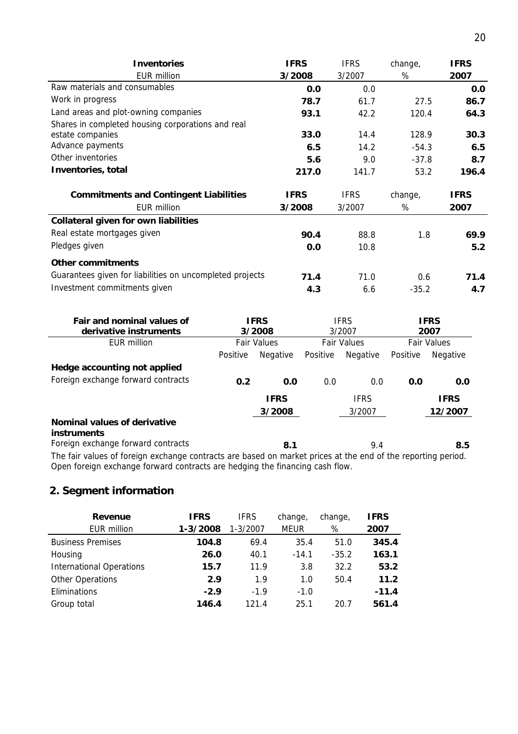| Inventories | IFRS | IFRS | change, | IFRS |
|---|---|---|---|---|
| EUR million | 3/2008 | 3/2007 | % | 2007 |
| Raw materials and consumables | **0.0** | 0.0 | | **0.0** |
| Work in progress | **78.7** | 61.7 | 27.5 | **86.7** |
| Land areas and plot-owning companies | **93.1** | 42.2 | 120.4 | **64.3** |
| Shares in completed housing corporations and real estate companies | **33.0** | 14.4 | 128.9 | **30.3** |
| Advance payments | **6.5** | 14.2 | -54.3 | **6.5** |
| Other inventories | **5.6** | 9.0 | -37.8 | **8.7** |
| **Inventories, total** | **217.0** | 141.7 | 53.2 | **196.4** |

| Commitments and Contingent Liabilities | IFRS | IFRS | change, | IFRS |
|---|---|---|---|---|
| EUR million | 3/2008 | 3/2007 | % | 2007 |
| **Collateral given for own liabilities** | | | | |
| Real estate mortgages given | **90.4** | 88.8 | 1.8 | **69.9** |
| Pledges given | **0.0** | 10.8 | | **5.2** |
| **Other commitments** | | | | |
| Guarantees given for liabilities on uncompleted projects | **71.4** | 71.0 | 0.6 | **71.4** |
| Investment commitments given | **4.3** | 6.6 | -35.2 | **4.7** |

| Fair and nominal values of derivative instruments | IFRS 3/2008 | | IFRS 3/2007 | | IFRS 2007 | |
|---|---|---|---|---|---|---|
| EUR million | Fair Values | | Fair Values | | Fair Values | |
| | Positive | Negative | Positive | Negative | Positive | Negative |
| **Hedge accounting not applied** | | | | | | |
| Foreign exchange forward contracts | **0.2** | **0.0** | 0.0 | 0.0 | **0.0** | **0.0** |

| | IFRS 3/2008 | IFRS 3/2007 | IFRS 12/2007 |
|---|---|---|---|
| **Nominal values of derivative instruments** | | | |
| Foreign exchange forward contracts | **8.1** | 9.4 | **8.5** |

The fair values of foreign exchange contracts are based on market prices at the end of the reporting period. Open foreign exchange forward contracts are hedging the financing cash flow.

## 2. Segment information

| Revenue | IFRS | IFRS | change, | change, | IFRS |
|---|---|---|---|---|---|
| EUR million | 1-3/2008 | 1-3/2007 | MEUR | % | 2007 |
| Business Premises | **104.8** | 69.4 | 35.4 | 51.0 | **345.4** |
| Housing | **26.0** | 40.1 | -14.1 | -35.2 | **163.1** |
| International Operations | **15.7** | 11.9 | 3.8 | 32.2 | **53.2** |
| Other Operations | **2.9** | 1.9 | 1.0 | 50.4 | **11.2** |
| Eliminations | **-2.9** | -1.9 | -1.0 | | **-11.4** |
| Group total | **146.4** | 121.4 | 25.1 | 20.7 | **561.4** |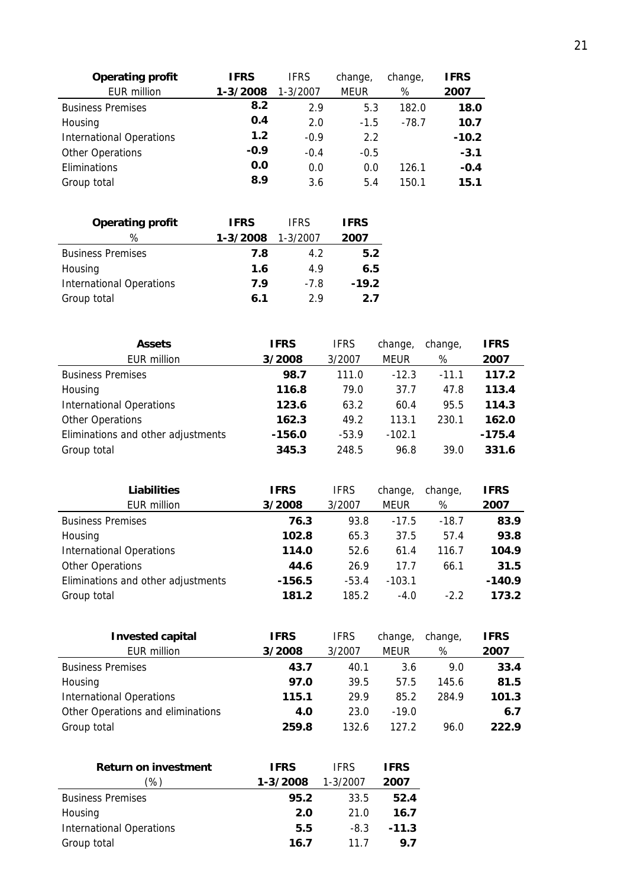| **Operating profit** EUR million | **IFRS 1-3/2008** | IFRS 1-3/2007 | change, MEUR | change, % | **IFRS 2007** |
|---|---|---|---|---|---|
| Business Premises | **8.2** | 2.9 | 5.3 | 182.0 | **18.0** |
| Housing | **0.4** | 2.0 | -1.5 | -78.7 | **10.7** |
| International Operations | **1.2** | -0.9 | 2.2 | | **-10.2** |
| Other Operations | **-0.9** | -0.4 | -0.5 | | **-3.1** |
| Eliminations | **0.0** | 0.0 | 0.0 | 126.1 | **-0.4** |
| Group total | **8.9** | 3.6 | 5.4 | 150.1 | **15.1** |

| **Operating profit** % | **IFRS 1-3/2008** | IFRS 1-3/2007 | **IFRS 2007** |
|---|---|---|---|
| Business Premises | **7.8** | 4.2 | **5.2** |
| Housing | **1.6** | 4.9 | **6.5** |
| International Operations | **7.9** | -7.8 | **-19.2** |
| Group total | **6.1** | 2.9 | **2.7** |

| **Assets** EUR million | **IFRS 3/2008** | IFRS 3/2007 | change, MEUR | change, % | **IFRS 2007** |
|---|---|---|---|---|---|
| Business Premises | **98.7** | 111.0 | -12.3 | -11.1 | **117.2** |
| Housing | **116.8** | 79.0 | 37.7 | 47.8 | **113.4** |
| International Operations | **123.6** | 63.2 | 60.4 | 95.5 | **114.3** |
| Other Operations | **162.3** | 49.2 | 113.1 | 230.1 | **162.0** |
| Eliminations and other adjustments | **-156.0** | -53.9 | -102.1 | | **-175.4** |
| Group total | **345.3** | 248.5 | 96.8 | 39.0 | **331.6** |

| **Liabilities** EUR million | **IFRS 3/2008** | IFRS 3/2007 | change, MEUR | change, % | **IFRS 2007** |
|---|---|---|---|---|---|
| Business Premises | **76.3** | 93.8 | -17.5 | -18.7 | **83.9** |
| Housing | **102.8** | 65.3 | 37.5 | 57.4 | **93.8** |
| International Operations | **114.0** | 52.6 | 61.4 | 116.7 | **104.9** |
| Other Operations | **44.6** | 26.9 | 17.7 | 66.1 | **31.5** |
| Eliminations and other adjustments | **-156.5** | -53.4 | -103.1 | | **-140.9** |
| Group total | **181.2** | 185.2 | -4.0 | -2.2 | **173.2** |

| **Invested capital** EUR million | **IFRS 3/2008** | IFRS 3/2007 | change, MEUR | change, % | **IFRS 2007** |
|---|---|---|---|---|---|
| Business Premises | **43.7** | 40.1 | 3.6 | 9.0 | **33.4** |
| Housing | **97.0** | 39.5 | 57.5 | 145.6 | **81.5** |
| International Operations | **115.1** | 29.9 | 85.2 | 284.9 | **101.3** |
| Other Operations and eliminations | **4.0** | 23.0 | -19.0 | | **6.7** |
| Group total | **259.8** | 132.6 | 127.2 | 96.0 | **222.9** |

| **Return on investment** (%) | **IFRS 1-3/2008** | IFRS 1-3/2007 | **IFRS 2007** |
|---|---|---|---|
| Business Premises | **95.2** | 33.5 | **52.4** |
| Housing | **2.0** | 21.0 | **16.7** |
| International Operations | **5.5** | -8.3 | **-11.3** |
| Group total | **16.7** | 11.7 | **9.7** |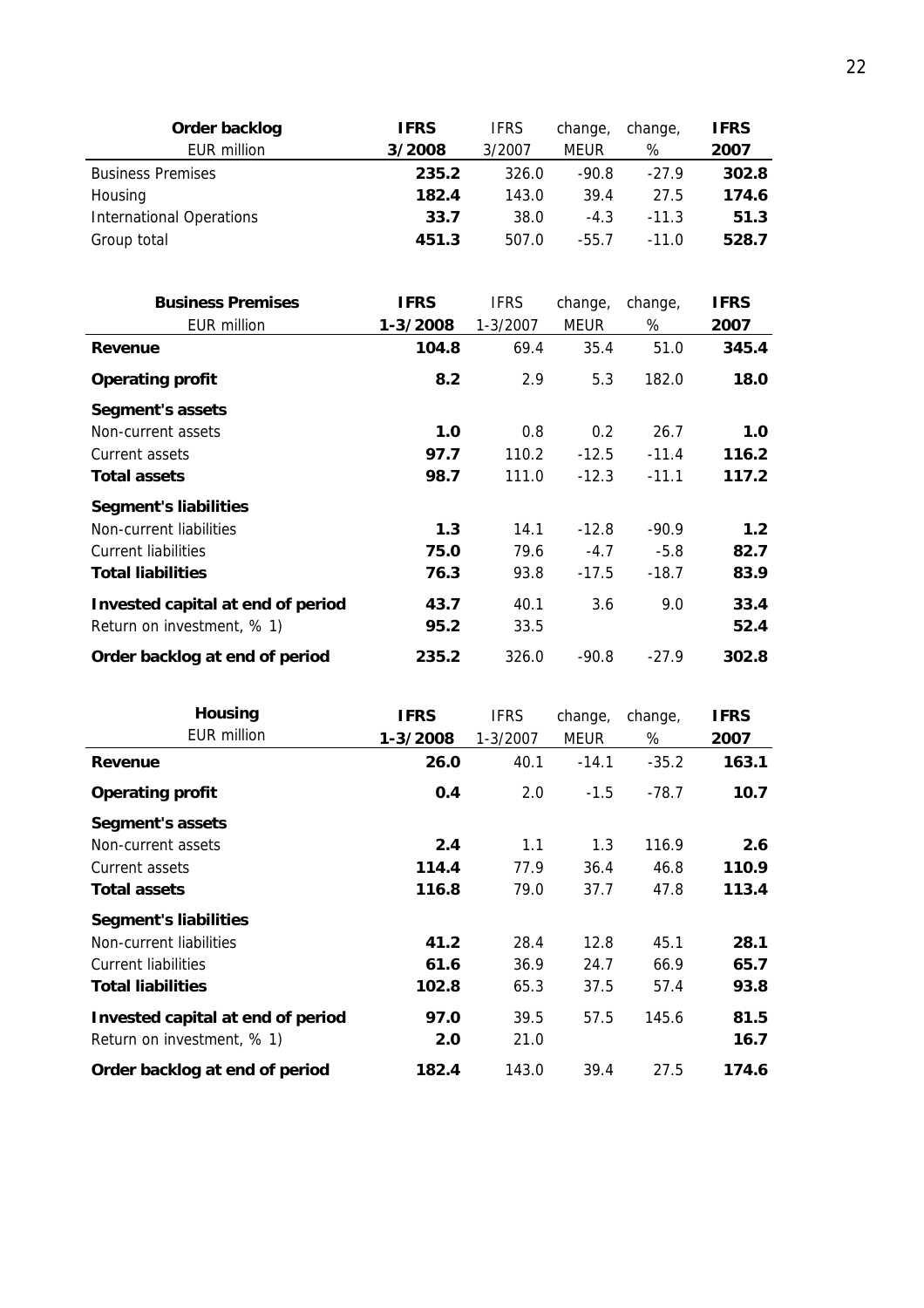| Order backlog<br>EUR million | IFRS<br>3/2008 | IFRS<br>3/2007 | change,<br>MEUR | change,<br>% | IFRS<br>2007 |
|---|---|---|---|---|---|
| Business Premises | **235.2** | 326.0 | -90.8 | -27.9 | **302.8** |
| Housing | **182.4** | 143.0 | 39.4 | 27.5 | **174.6** |
| International Operations | **33.7** | 38.0 | -4.3 | -11.3 | **51.3** |
| Group total | **451.3** | 507.0 | -55.7 | -11.0 | **528.7** |

| **Business Premises**<br>EUR million | IFRS<br>1-3/2008 | IFRS<br>1-3/2007 | change,<br>MEUR | change,<br>% | IFRS<br>2007 |
|---|---|---|---|---|---|
| **Revenue** | **104.8** | 69.4 | 35.4 | 51.0 | **345.4** |
| **Operating profit** | **8.2** | 2.9 | 5.3 | 182.0 | **18.0** |
| **Segment's assets** | | | | | |
| Non-current assets | **1.0** | 0.8 | 0.2 | 26.7 | **1.0** |
| Current assets | **97.7** | 110.2 | -12.5 | -11.4 | **116.2** |
| **Total assets** | **98.7** | 111.0 | -12.3 | -11.1 | **117.2** |
| **Segment's liabilities** | | | | | |
| Non-current liabilities | **1.3** | 14.1 | -12.8 | -90.9 | **1.2** |
| Current liabilities | **75.0** | 79.6 | -4.7 | -5.8 | **82.7** |
| **Total liabilities** | **76.3** | 93.8 | -17.5 | -18.7 | **83.9** |
| **Invested capital at end of period** | **43.7** | 40.1 | 3.6 | 9.0 | **33.4** |
| Return on investment, % 1) | **95.2** | 33.5 | | | **52.4** |
| **Order backlog at end of period** | **235.2** | 326.0 | -90.8 | -27.9 | **302.8** |

| **Housing**<br>EUR million | IFRS<br>1-3/2008 | IFRS<br>1-3/2007 | change,<br>MEUR | change,<br>% | IFRS<br>2007 |
|---|---|---|---|---|---|
| **Revenue** | **26.0** | 40.1 | -14.1 | -35.2 | **163.1** |
| **Operating profit** | **0.4** | 2.0 | -1.5 | -78.7 | **10.7** |
| **Segment's assets** | | | | | |
| Non-current assets | **2.4** | 1.1 | 1.3 | 116.9 | **2.6** |
| Current assets | **114.4** | 77.9 | 36.4 | 46.8 | **110.9** |
| **Total assets** | **116.8** | 79.0 | 37.7 | 47.8 | **113.4** |
| **Segment's liabilities** | | | | | |
| Non-current liabilities | **41.2** | 28.4 | 12.8 | 45.1 | **28.1** |
| Current liabilities | **61.6** | 36.9 | 24.7 | 66.9 | **65.7** |
| **Total liabilities** | **102.8** | 65.3 | 37.5 | 57.4 | **93.8** |
| **Invested capital at end of period** | **97.0** | 39.5 | 57.5 | 145.6 | **81.5** |
| Return on investment, % 1) | **2.0** | 21.0 | | | **16.7** |
| **Order backlog at end of period** | **182.4** | 143.0 | 39.4 | 27.5 | **174.6** |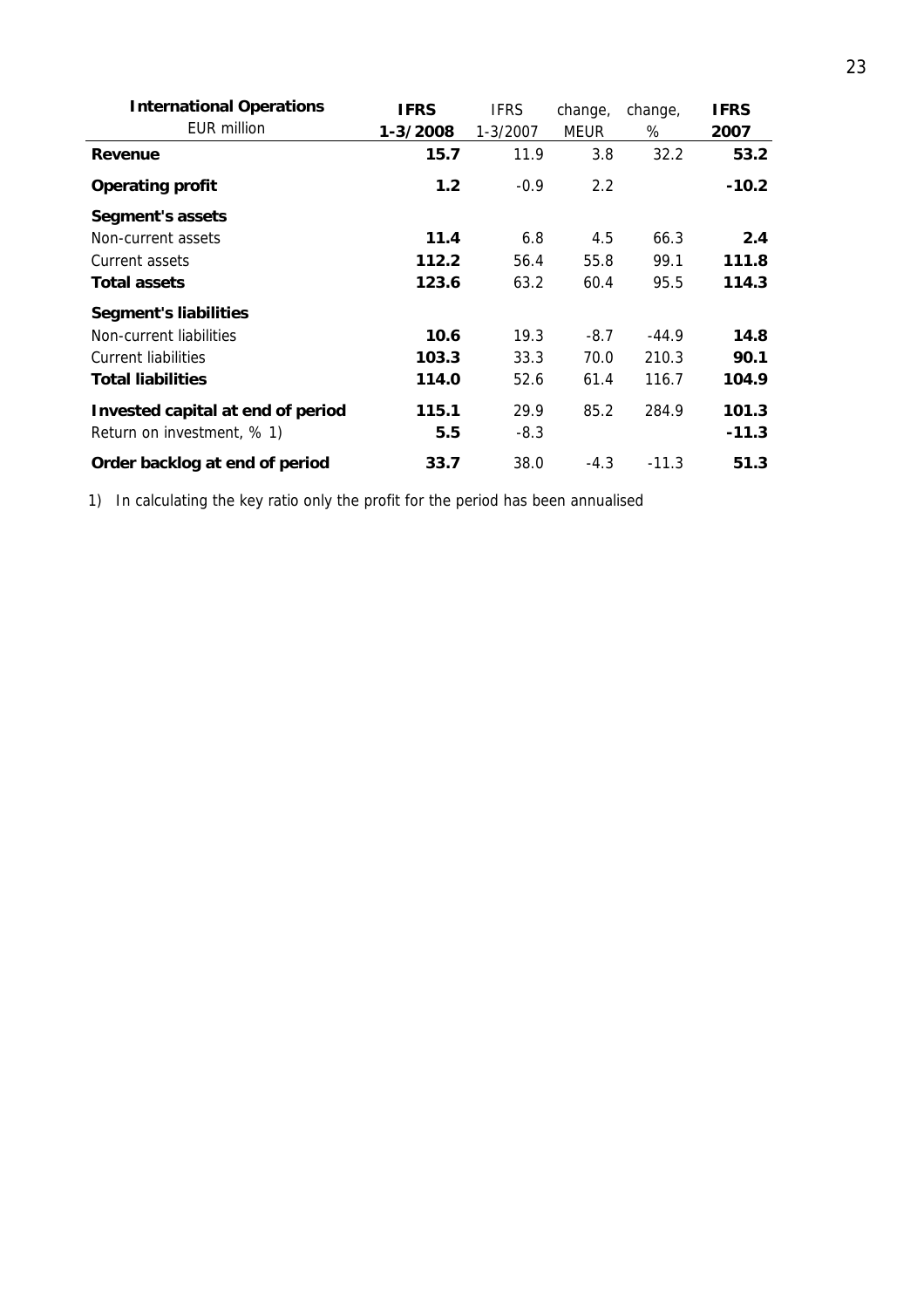| International Operations<br>EUR million | IFRS<br>1-3/2008 | IFRS<br>1-3/2007 | change,<br>MEUR | change,<br>% | IFRS<br>2007 |
|---|---|---|---|---|---|
| **Revenue** | **15.7** | 11.9 | 3.8 | 32.2 | **53.2** |
| **Operating profit** | **1.2** | -0.9 | 2.2 | | **-10.2** |
| **Segment's assets** | | | | | |
| Non-current assets | **11.4** | 6.8 | 4.5 | 66.3 | **2.4** |
| Current assets | **112.2** | 56.4 | 55.8 | 99.1 | **111.8** |
| **Total assets** | **123.6** | 63.2 | 60.4 | 95.5 | **114.3** |
| **Segment's liabilities** | | | | | |
| Non-current liabilities | **10.6** | 19.3 | -8.7 | -44.9 | **14.8** |
| Current liabilities | **103.3** | 33.3 | 70.0 | 210.3 | **90.1** |
| **Total liabilities** | **114.0** | 52.6 | 61.4 | 116.7 | **104.9** |
| **Invested capital at end of period** | **115.1** | 29.9 | 85.2 | 284.9 | **101.3** |
| Return on investment, % 1) | **5.5** | -8.3 | | | **-11.3** |
| **Order backlog at end of period** | **33.7** | 38.0 | -4.3 | -11.3 | **51.3** |

1) In calculating the key ratio only the profit for the period has been annualised